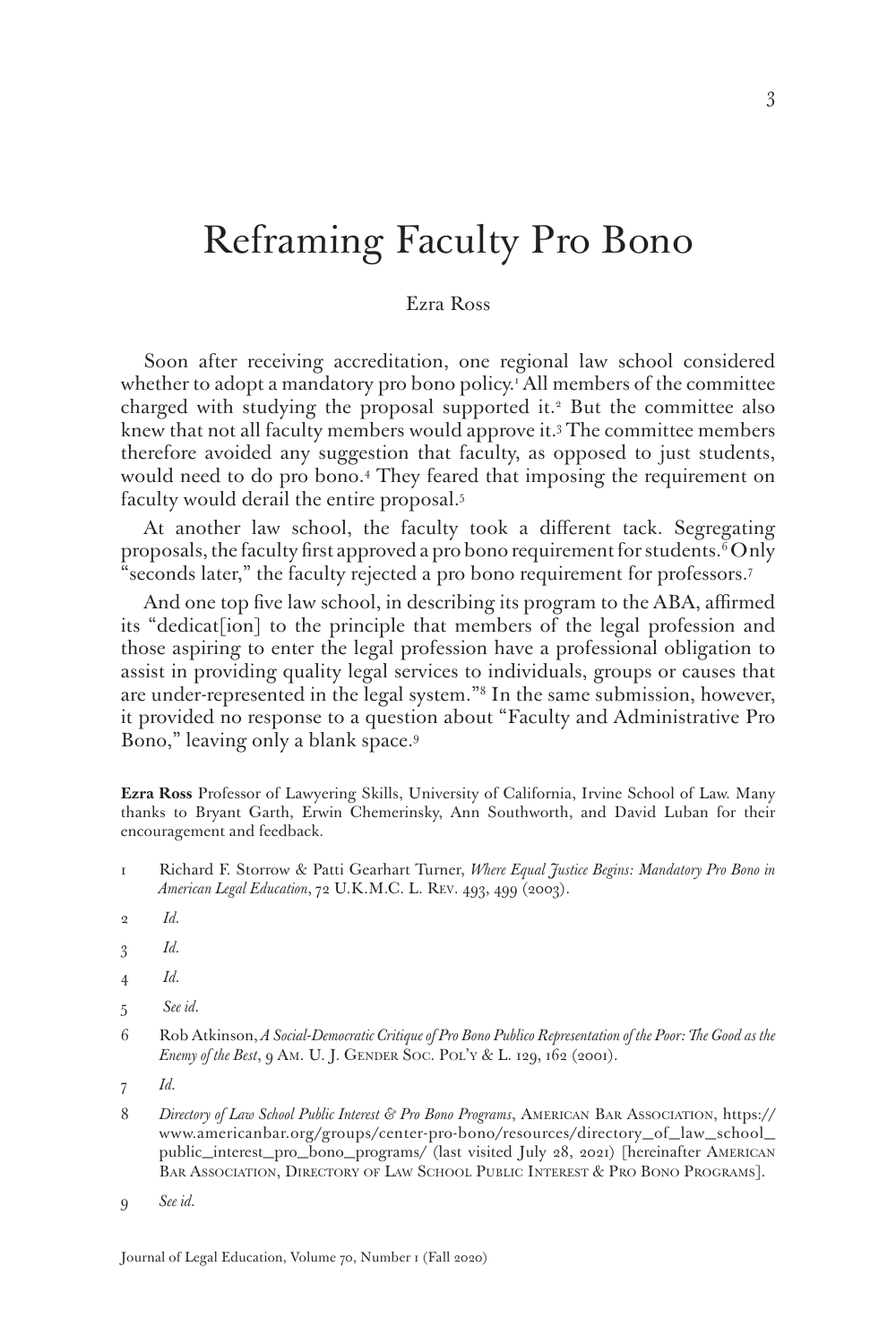# Reframing Faculty Pro Bono

Ezra Ross

Soon after receiving accreditation, one regional law school considered whether to adopt a mandatory pro bono policy.[1] All members of the committee charged with studying the proposal supported it.[2] But the committee also knew that not all faculty members would approve it.[3] The committee members therefore avoided any suggestion that faculty, as opposed to just students, would need to do pro bono.[4] They feared that imposing the requirement on faculty would derail the entire proposal.[5]

At another law school, the faculty took a different tack. Segregating proposals, the faculty first approved a pro bono requirement for students.[6] Only "seconds later," the faculty rejected a pro bono requirement for professors.[7]

And one top five law school, in describing its program to the ABA, affirmed its "dedicat[ion] to the principle that members of the legal profession and those aspiring to enter the legal profession have a professional obligation to assist in providing quality legal services to individuals, groups or causes that are under-represented in the legal system."[8] In the same submission, however, it provided no response to a question about "Faculty and Administrative Pro Bono," leaving only a blank space.[9]

**Ezra Ross** Professor of Lawyering Skills, University of California, Irvine School of Law. Many thanks to Bryant Garth, Erwin Chemerinsky, Ann Southworth, and David Luban for their encouragement and feedback.

1 Richard F. Storrow & Patti Gearhart Turner, *Where Equal Justice Begins: Mandatory Pro Bono in American Legal Education*, 72 U.K.M.C. L. Rev. 493, 499 (2003).

2 *Id.*

3 *Id.*

4 *Id.*

5 *See id.*

6 Rob Atkinson, *A Social-Democratic Critique of Pro Bono Publico Representation of the Poor: The Good as the Enemy of the Best*, 9 Am. U. J. Gender Soc. Pol'y & L. 129, 162 (2001).

7 *Id.*

8 *Directory of Law School Public Interest & Pro Bono Programs*, American Bar Association, https://www.americanbar.org/groups/center-pro-bono/resources/directory_of_law_school_public_interest_pro_bono_programs/ (last visited July 28, 2021) [hereinafter American Bar Association, Directory of Law School Public Interest & Pro Bono Programs].

9 *See id.*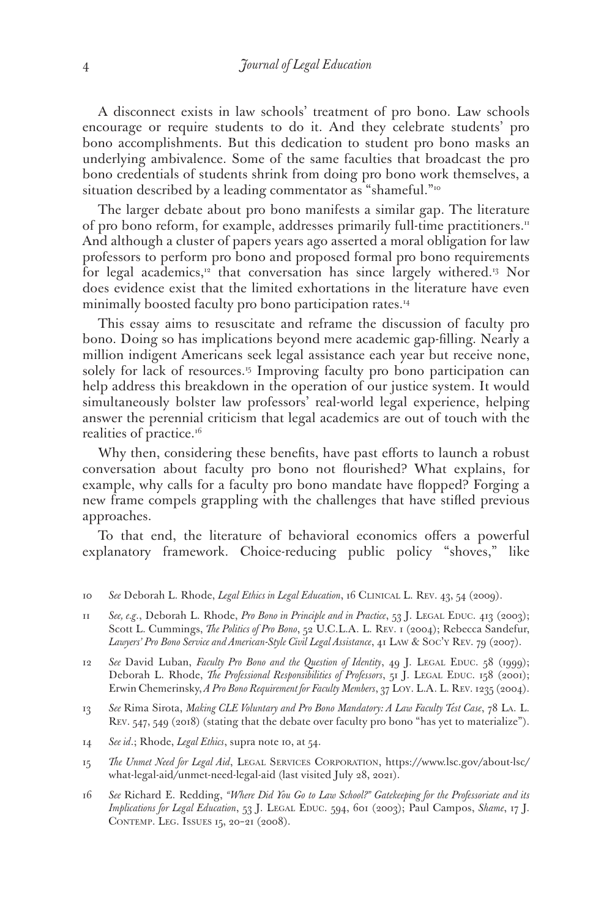A disconnect exists in law schools' treatment of pro bono. Law schools encourage or require students to do it. And they celebrate students' pro bono accomplishments. But this dedication to student pro bono masks an underlying ambivalence. Some of the same faculties that broadcast the pro bono credentials of students shrink from doing pro bono work themselves, a situation described by a leading commentator as "shameful."[10]

The larger debate about pro bono manifests a similar gap. The literature of pro bono reform, for example, addresses primarily full-time practitioners.[11] And although a cluster of papers years ago asserted a moral obligation for law professors to perform pro bono and proposed formal pro bono requirements for legal academics,[12] that conversation has since largely withered.[13] Nor does evidence exist that the limited exhortations in the literature have even minimally boosted faculty pro bono participation rates.[14]

This essay aims to resuscitate and reframe the discussion of faculty pro bono. Doing so has implications beyond mere academic gap-filling. Nearly a million indigent Americans seek legal assistance each year but receive none, solely for lack of resources.[15] Improving faculty pro bono participation can help address this breakdown in the operation of our justice system. It would simultaneously bolster law professors' real-world legal experience, helping answer the perennial criticism that legal academics are out of touch with the realities of practice.[16]

Why then, considering these benefits, have past efforts to launch a robust conversation about faculty pro bono not flourished? What explains, for example, why calls for a faculty pro bono mandate have flopped? Forging a new frame compels grappling with the challenges that have stifled previous approaches.

To that end, the literature of behavioral economics offers a powerful explanatory framework. Choice-reducing public policy "shoves," like

10 *See* Deborah L. Rhode, *Legal Ethics in Legal Education*, 16 Clinical L. Rev. 43, 54 (2009).

11 *See, e.g.*, Deborah L. Rhode, *Pro Bono in Principle and in Practice*, 53 J. Legal Educ. 413 (2003); Scott L. Cummings, *The Politics of Pro Bono*, 52 U.C.L.A. L. Rev. 1 (2004); Rebecca Sandefur, *Lawyers' Pro Bono Service and American-Style Civil Legal Assistance*, 41 Law & Soc'y Rev. 79 (2007).

12 *See* David Luban, *Faculty Pro Bono and the Question of Identity*, 49 J. Legal Educ. 58 (1999); Deborah L. Rhode, *The Professional Responsibilities of Professors*, 51 J. Legal Educ. 158 (2001); Erwin Chemerinsky, *A Pro Bono Requirement for Faculty Members*, 37 Loy. L.A. L. Rev. 1235 (2004).

13 *See* Rima Sirota, *Making CLE Voluntary and Pro Bono Mandatory: A Law Faculty Test Case*, 78 La. L. Rev. 547, 549 (2018) (stating that the debate over faculty pro bono "has yet to materialize").

14 *See id.*; Rhode, *Legal Ethics*, supra note 10, at 54.

15 *The Unmet Need for Legal Aid*, Legal Services Corporation, https://www.lsc.gov/about-lsc/what-legal-aid/unmet-need-legal-aid (last visited July 28, 2021).

16 *See* Richard E. Redding, *"Where Did You Go to Law School?" Gatekeeping for the Professoriate and its Implications for Legal Education*, 53 J. Legal Educ. 594, 601 (2003); Paul Campos, *Shame*, 17 J. Contemp. Leg. Issues 15, 20–21 (2008).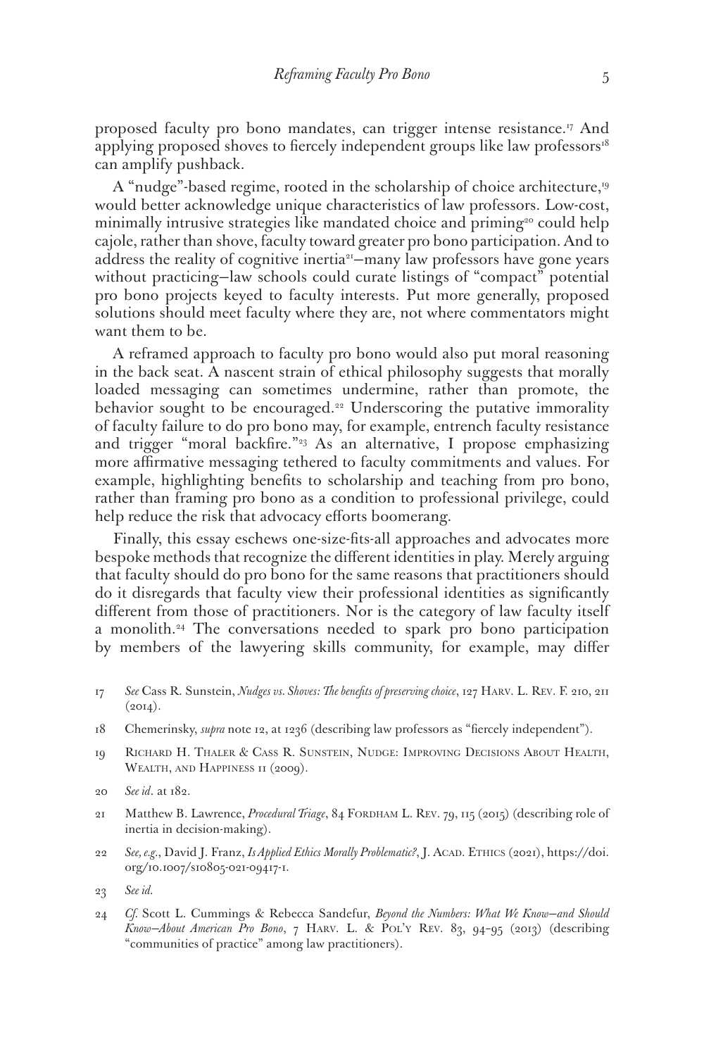proposed faculty pro bono mandates, can trigger intense resistance.[17] And applying proposed shoves to fiercely independent groups like law professors[18] can amplify pushback.

A "nudge"-based regime, rooted in the scholarship of choice architecture,[19] would better acknowledge unique characteristics of law professors. Low-cost, minimally intrusive strategies like mandated choice and priming[20] could help cajole, rather than shove, faculty toward greater pro bono participation. And to address the reality of cognitive inertia[21]—many law professors have gone years without practicing—law schools could curate listings of "compact" potential pro bono projects keyed to faculty interests. Put more generally, proposed solutions should meet faculty where they are, not where commentators might want them to be.

A reframed approach to faculty pro bono would also put moral reasoning in the back seat. A nascent strain of ethical philosophy suggests that morally loaded messaging can sometimes undermine, rather than promote, the behavior sought to be encouraged.[22] Underscoring the putative immorality of faculty failure to do pro bono may, for example, entrench faculty resistance and trigger "moral backfire."[23] As an alternative, I propose emphasizing more affirmative messaging tethered to faculty commitments and values. For example, highlighting benefits to scholarship and teaching from pro bono, rather than framing pro bono as a condition to professional privilege, could help reduce the risk that advocacy efforts boomerang.

Finally, this essay eschews one-size-fits-all approaches and advocates more bespoke methods that recognize the different identities in play. Merely arguing that faculty should do pro bono for the same reasons that practitioners should do it disregards that faculty view their professional identities as significantly different from those of practitioners. Nor is the category of law faculty itself a monolith.[24] The conversations needed to spark pro bono participation by members of the lawyering skills community, for example, may differ

17 *See* Cass R. Sunstein, *Nudges vs. Shoves: The benefits of preserving choice*, 127 Harv. L. Rev. F. 210, 211 (2014).

18 Chemerinsky, *supra* note 12, at 1236 (describing law professors as "fiercely independent").

19 Richard H. Thaler & Cass R. Sunstein, Nudge: Improving Decisions About Health, Wealth, and Happiness 11 (2009).

20 *See id*. at 182.

21 Matthew B. Lawrence, *Procedural Triage*, 84 Fordham L. Rev. 79, 115 (2015) (describing role of inertia in decision-making).

22 *See, e.g.*, David J. Franz, *Is Applied Ethics Morally Problematic?*, J. Acad. Ethics (2021), https://doi.org/10.1007/s10805-021-09417-1.

23 *See id.*

24 *Cf.* Scott L. Cummings & Rebecca Sandefur, *Beyond the Numbers: What We Know—and Should Know—About American Pro Bono*, 7 Harv. L. & Pol'y Rev. 83, 94–95 (2013) (describing "communities of practice" among law practitioners).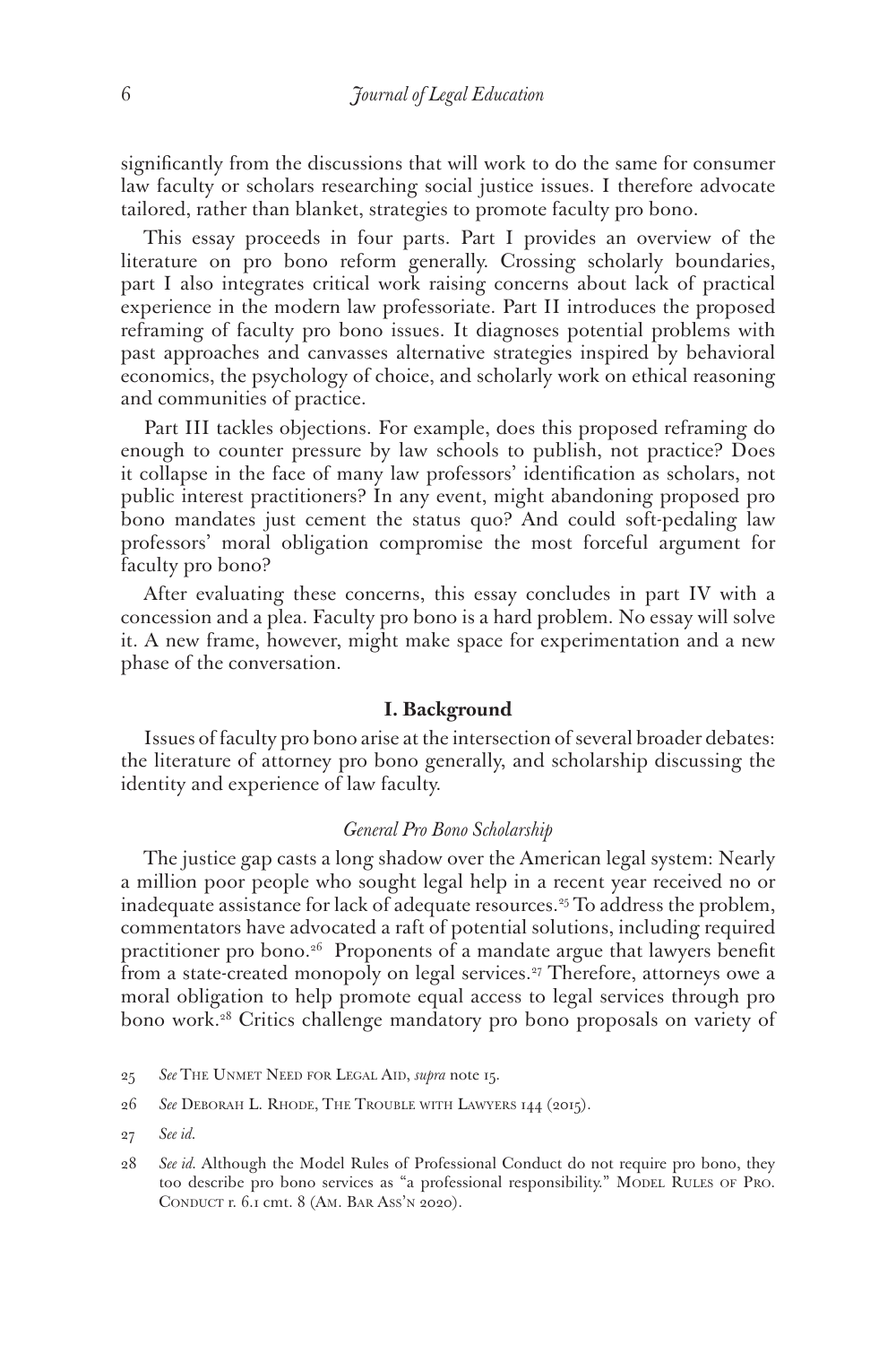significantly from the discussions that will work to do the same for consumer law faculty or scholars researching social justice issues. I therefore advocate tailored, rather than blanket, strategies to promote faculty pro bono.

This essay proceeds in four parts. Part I provides an overview of the literature on pro bono reform generally. Crossing scholarly boundaries, part I also integrates critical work raising concerns about lack of practical experience in the modern law professoriate. Part II introduces the proposed reframing of faculty pro bono issues. It diagnoses potential problems with past approaches and canvasses alternative strategies inspired by behavioral economics, the psychology of choice, and scholarly work on ethical reasoning and communities of practice.

Part III tackles objections. For example, does this proposed reframing do enough to counter pressure by law schools to publish, not practice? Does it collapse in the face of many law professors' identification as scholars, not public interest practitioners? In any event, might abandoning proposed pro bono mandates just cement the status quo? And could soft-pedaling law professors' moral obligation compromise the most forceful argument for faculty pro bono?

After evaluating these concerns, this essay concludes in part IV with a concession and a plea. Faculty pro bono is a hard problem. No essay will solve it. A new frame, however, might make space for experimentation and a new phase of the conversation.

## I. Background

Issues of faculty pro bono arise at the intersection of several broader debates: the literature of attorney pro bono generally, and scholarship discussing the identity and experience of law faculty.

### *General Pro Bono Scholarship*

The justice gap casts a long shadow over the American legal system: Nearly a million poor people who sought legal help in a recent year received no or inadequate assistance for lack of adequate resources.[25] To address the problem, commentators have advocated a raft of potential solutions, including required practitioner pro bono.[26] Proponents of a mandate argue that lawyers benefit from a state-created monopoly on legal services.[27] Therefore, attorneys owe a moral obligation to help promote equal access to legal services through pro bono work.[28] Critics challenge mandatory pro bono proposals on variety of

25 *See* The Unmet Need for Legal Aid, *supra* note 15.

26 *See* Deborah L. Rhode, The Trouble with Lawyers 144 (2015).

27 *See id.*

28 *See id.* Although the Model Rules of Professional Conduct do not require pro bono, they too describe pro bono services as "a professional responsibility." Model Rules of Pro. Conduct r. 6.1 cmt. 8 (Am. Bar Ass'n 2020).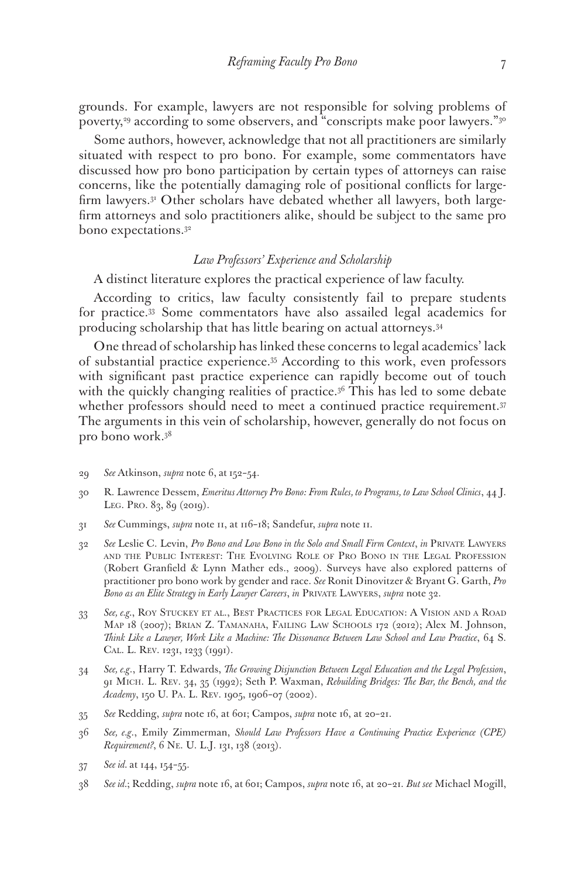grounds. For example, lawyers are not responsible for solving problems of poverty,[29] according to some observers, and "conscripts make poor lawyers."[30]

Some authors, however, acknowledge that not all practitioners are similarly situated with respect to pro bono. For example, some commentators have discussed how pro bono participation by certain types of attorneys can raise concerns, like the potentially damaging role of positional conflicts for large-firm lawyers.[31] Other scholars have debated whether all lawyers, both large-firm attorneys and solo practitioners alike, should be subject to the same pro bono expectations.[32]

### *Law Professors' Experience and Scholarship*

A distinct literature explores the practical experience of law faculty.

According to critics, law faculty consistently fail to prepare students for practice.[33] Some commentators have also assailed legal academics for producing scholarship that has little bearing on actual attorneys.[34]

One thread of scholarship has linked these concerns to legal academics' lack of substantial practice experience.[35] According to this work, even professors with significant past practice experience can rapidly become out of touch with the quickly changing realities of practice.[36] This has led to some debate whether professors should need to meet a continued practice requirement.[37] The arguments in this vein of scholarship, however, generally do not focus on pro bono work.[38]

29 *See* Atkinson, *supra* note 6, at 152–54.

30 R. Lawrence Dessem, *Emeritus Attorney Pro Bono: From Rules, to Programs, to Law School Clinics*, 44 J. Leg. Pro. 83, 89 (2019).

31 *See* Cummings, *supra* note 11, at 116–18; Sandefur, *supra* note 11.

32 *See* Leslie C. Levin, *Pro Bono and Low Bono in the Solo and Small Firm Context*, *in* Private Lawyers and the Public Interest: The Evolving Role of Pro Bono in the Legal Profession (Robert Granfield & Lynn Mather eds., 2009). Surveys have also explored patterns of practitioner pro bono work by gender and race. *See* Ronit Dinovitzer & Bryant G. Garth, *Pro Bono as an Elite Strategy in Early Lawyer Careers*, *in* Private Lawyers, *supra* note 32.

33 *See, e.g.*, Roy Stuckey et al., Best Practices for Legal Education: A Vision and a Road Map 18 (2007); Brian Z. Tamanaha, Failing Law Schools 172 (2012); Alex M. Johnson, *Think Like a Lawyer, Work Like a Machine: The Dissonance Between Law School and Law Practice*, 64 S. Cal. L. Rev. 1231, 1233 (1991).

34 *See, e.g.*, Harry T. Edwards, *The Growing Disjunction Between Legal Education and the Legal Profession*, 91 Mich. L. Rev. 34, 35 (1992); Seth P. Waxman, *Rebuilding Bridges: The Bar, the Bench, and the Academy*, 150 U. Pa. L. Rev. 1905, 1906–07 (2002).

35 *See* Redding, *supra* note 16, at 601; Campos, *supra* note 16, at 20–21.

36 *See, e.g.*, Emily Zimmerman, *Should Law Professors Have a Continuing Practice Experience (CPE) Requirement?*, 6 Ne. U. L.J. 131, 138 (2013).

37 *See id.* at 144, 154–55.

38 *See id.*; Redding, *supra* note 16, at 601; Campos, *supra* note 16, at 20–21. *But see* Michael Mogill,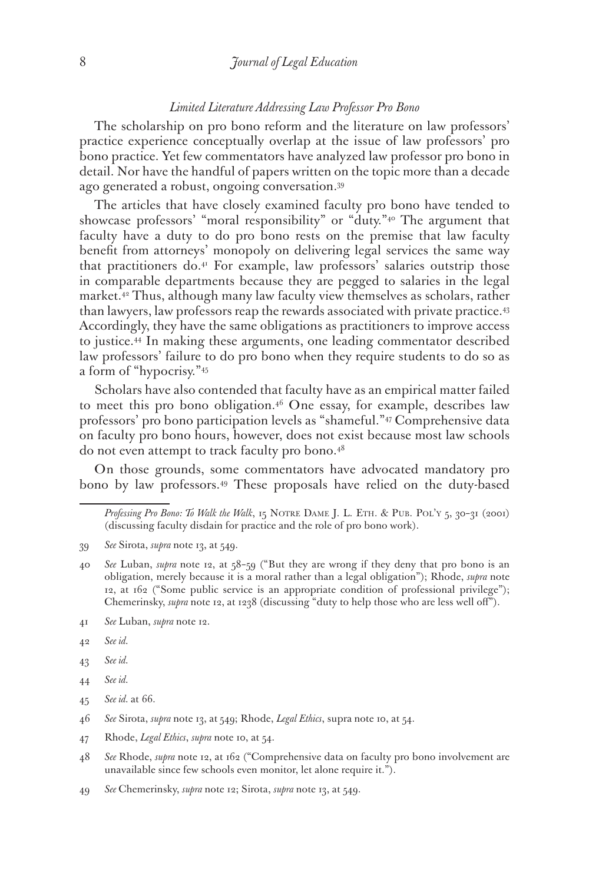### *Limited Literature Addressing Law Professor Pro Bono*

The scholarship on pro bono reform and the literature on law professors' practice experience conceptually overlap at the issue of law professors' pro bono practice. Yet few commentators have analyzed law professor pro bono in detail. Nor have the handful of papers written on the topic more than a decade ago generated a robust, ongoing conversation.[39]

The articles that have closely examined faculty pro bono have tended to showcase professors' "moral responsibility" or "duty."[40] The argument that faculty have a duty to do pro bono rests on the premise that law faculty benefit from attorneys' monopoly on delivering legal services the same way that practitioners do.[41] For example, law professors' salaries outstrip those in comparable departments because they are pegged to salaries in the legal market.[42] Thus, although many law faculty view themselves as scholars, rather than lawyers, law professors reap the rewards associated with private practice.[43] Accordingly, they have the same obligations as practitioners to improve access to justice.[44] In making these arguments, one leading commentator described law professors' failure to do pro bono when they require students to do so as a form of "hypocrisy."[45]

Scholars have also contended that faculty have as an empirical matter failed to meet this pro bono obligation.[46] One essay, for example, describes law professors' pro bono participation levels as "shameful."[47] Comprehensive data on faculty pro bono hours, however, does not exist because most law schools do not even attempt to track faculty pro bono.[48]

On those grounds, some commentators have advocated mandatory pro bono by law professors.[49] These proposals have relied on the duty-based

---

*Professing Pro Bono: To Walk the Walk*, 15 Notre Dame J. L. Eth. & Pub. Pol'y 5, 30–31 (2001) (discussing faculty disdain for practice and the role of pro bono work).

39 *See* Sirota, *supra* note 13, at 549.

40 *See* Luban, *supra* note 12, at 58–59 ("But they are wrong if they deny that pro bono is an obligation, merely because it is a moral rather than a legal obligation"); Rhode, *supra* note 12, at 162 ("Some public service is an appropriate condition of professional privilege"); Chemerinsky, *supra* note 12, at 1238 (discussing "duty to help those who are less well off").

41 *See* Luban, *supra* note 12.

42 *See id.*

43 *See id.*

44 *See id.*

45 *See id.* at 66.

46 *See* Sirota, *supra* note 13, at 549; Rhode, *Legal Ethics*, supra note 10, at 54.

47 Rhode, *Legal Ethics*, *supra* note 10, at 54.

48 *See* Rhode, *supra* note 12, at 162 ("Comprehensive data on faculty pro bono involvement are unavailable since few schools even monitor, let alone require it.").

49 *See* Chemerinsky, *supra* note 12; Sirota, *supra* note 13, at 549.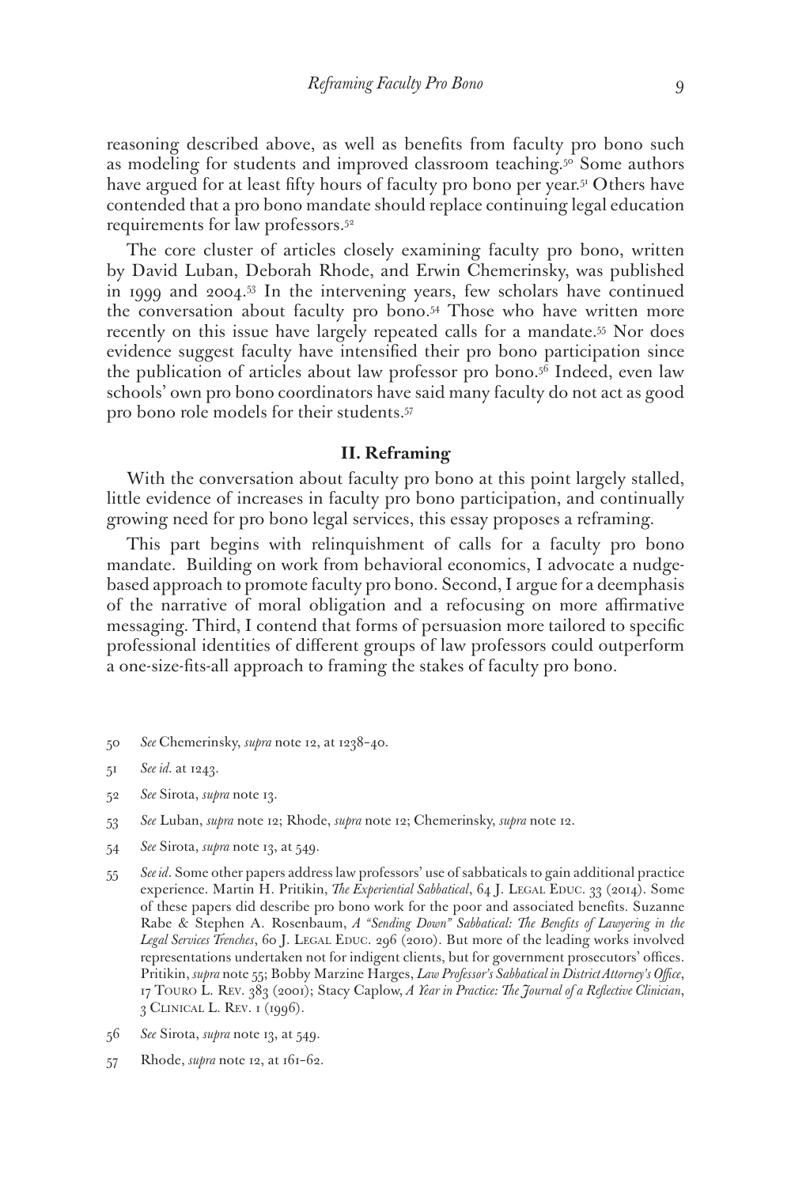reasoning described above, as well as benefits from faculty pro bono such as modeling for students and improved classroom teaching.[50] Some authors have argued for at least fifty hours of faculty pro bono per year.[51] Others have contended that a pro bono mandate should replace continuing legal education requirements for law professors.[52]

The core cluster of articles closely examining faculty pro bono, written by David Luban, Deborah Rhode, and Erwin Chemerinsky, was published in 1999 and 2004.[53] In the intervening years, few scholars have continued the conversation about faculty pro bono.[54] Those who have written more recently on this issue have largely repeated calls for a mandate.[55] Nor does evidence suggest faculty have intensified their pro bono participation since the publication of articles about law professor pro bono.[56] Indeed, even law schools' own pro bono coordinators have said many faculty do not act as good pro bono role models for their students.[57]

## II. Reframing

With the conversation about faculty pro bono at this point largely stalled, little evidence of increases in faculty pro bono participation, and continually growing need for pro bono legal services, this essay proposes a reframing.

This part begins with relinquishment of calls for a faculty pro bono mandate. Building on work from behavioral economics, I advocate a nudge-based approach to promote faculty pro bono. Second, I argue for a deemphasis of the narrative of moral obligation and a refocusing on more affirmative messaging. Third, I contend that forms of persuasion more tailored to specific professional identities of different groups of law professors could outperform a one-size-fits-all approach to framing the stakes of faculty pro bono.

50 *See* Chemerinsky, *supra* note 12, at 1238–40.

51 *See id.* at 1243.

52 *See* Sirota, *supra* note 13.

53 *See* Luban, *supra* note 12; Rhode, *supra* note 12; Chemerinsky, *supra* note 12.

54 *See* Sirota, *supra* note 13, at 549.

55 *See id*. Some other papers address law professors' use of sabbaticals to gain additional practice experience. Martin H. Pritikin, *The Experiential Sabbatical*, 64 J. Legal Educ. 33 (2014). Some of these papers did describe pro bono work for the poor and associated benefits. Suzanne Rabe & Stephen A. Rosenbaum, *A "Sending Down" Sabbatical: The Benefits of Lawyering in the Legal Services Trenches*, 60 J. Legal Educ. 296 (2010). But more of the leading works involved representations undertaken not for indigent clients, but for government prosecutors' offices. Pritikin, *supra* note 55; Bobby Marzine Harges, *Law Professor's Sabbatical in District Attorney's Office*, 17 Touro L. Rev. 383 (2001); Stacy Caplow, *A Year in Practice: The Journal of a Reflective Clinician*, 3 Clinical L. Rev. 1 (1996).

56 *See* Sirota, *supra* note 13, at 549.

57 Rhode, *supra* note 12, at 161–62.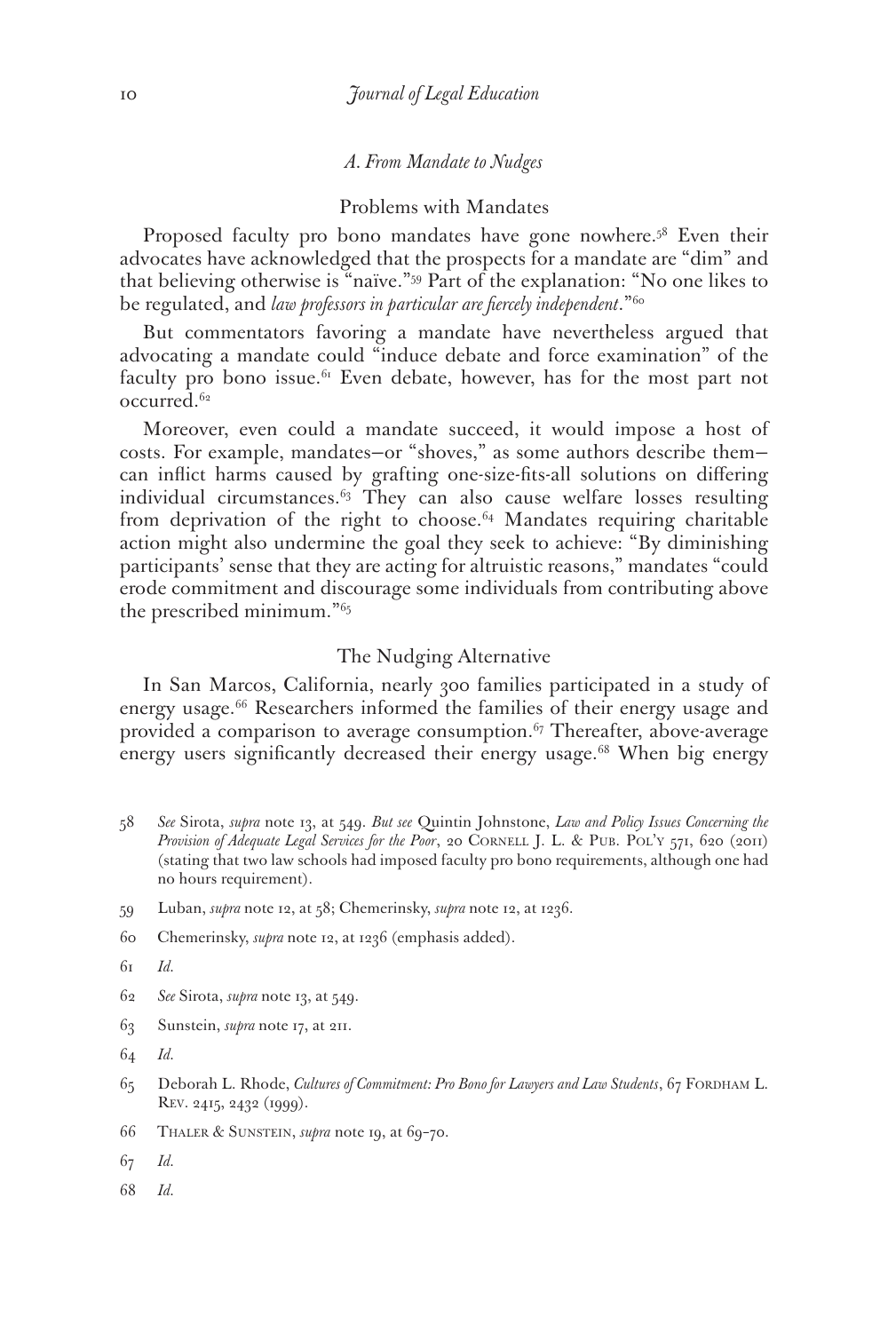### *A. From Mandate to Nudges*

#### Problems with Mandates

Proposed faculty pro bono mandates have gone nowhere.[58] Even their advocates have acknowledged that the prospects for a mandate are "dim" and that believing otherwise is "naïve."[59] Part of the explanation: "No one likes to be regulated, and *law professors in particular are fiercely independent*."[60]

But commentators favoring a mandate have nevertheless argued that advocating a mandate could "induce debate and force examination" of the faculty pro bono issue.[61] Even debate, however, has for the most part not occurred.[62]

Moreover, even could a mandate succeed, it would impose a host of costs. For example, mandates—or "shoves," as some authors describe them—can inflict harms caused by grafting one-size-fits-all solutions on differing individual circumstances.[63] They can also cause welfare losses resulting from deprivation of the right to choose.[64] Mandates requiring charitable action might also undermine the goal they seek to achieve: "By diminishing participants' sense that they are acting for altruistic reasons," mandates "could erode commitment and discourage some individuals from contributing above the prescribed minimum."[65]

#### The Nudging Alternative

In San Marcos, California, nearly 300 families participated in a study of energy usage.[66] Researchers informed the families of their energy usage and provided a comparison to average consumption.[67] Thereafter, above-average energy users significantly decreased their energy usage.[68] When big energy

---

58 *See* Sirota, *supra* note 13, at 549. *But see* Quintin Johnstone, *Law and Policy Issues Concerning the Provision of Adequate Legal Services for the Poor*, 20 Cornell J. L. & Pub. Pol'y 571, 620 (2011) (stating that two law schools had imposed faculty pro bono requirements, although one had no hours requirement).

59 Luban, *supra* note 12, at 58; Chemerinsky, *supra* note 12, at 1236.

60 Chemerinsky, *supra* note 12, at 1236 (emphasis added).

61 *Id.*

62 *See* Sirota, *supra* note 13, at 549.

63 Sunstein, *supra* note 17, at 211.

64 *Id.*

65 Deborah L. Rhode, *Cultures of Commitment: Pro Bono for Lawyers and Law Students*, 67 Fordham L. Rev. 2415, 2432 (1999).

66 Thaler & Sunstein, *supra* note 19, at 69–70.

67 *Id.*

68 *Id.*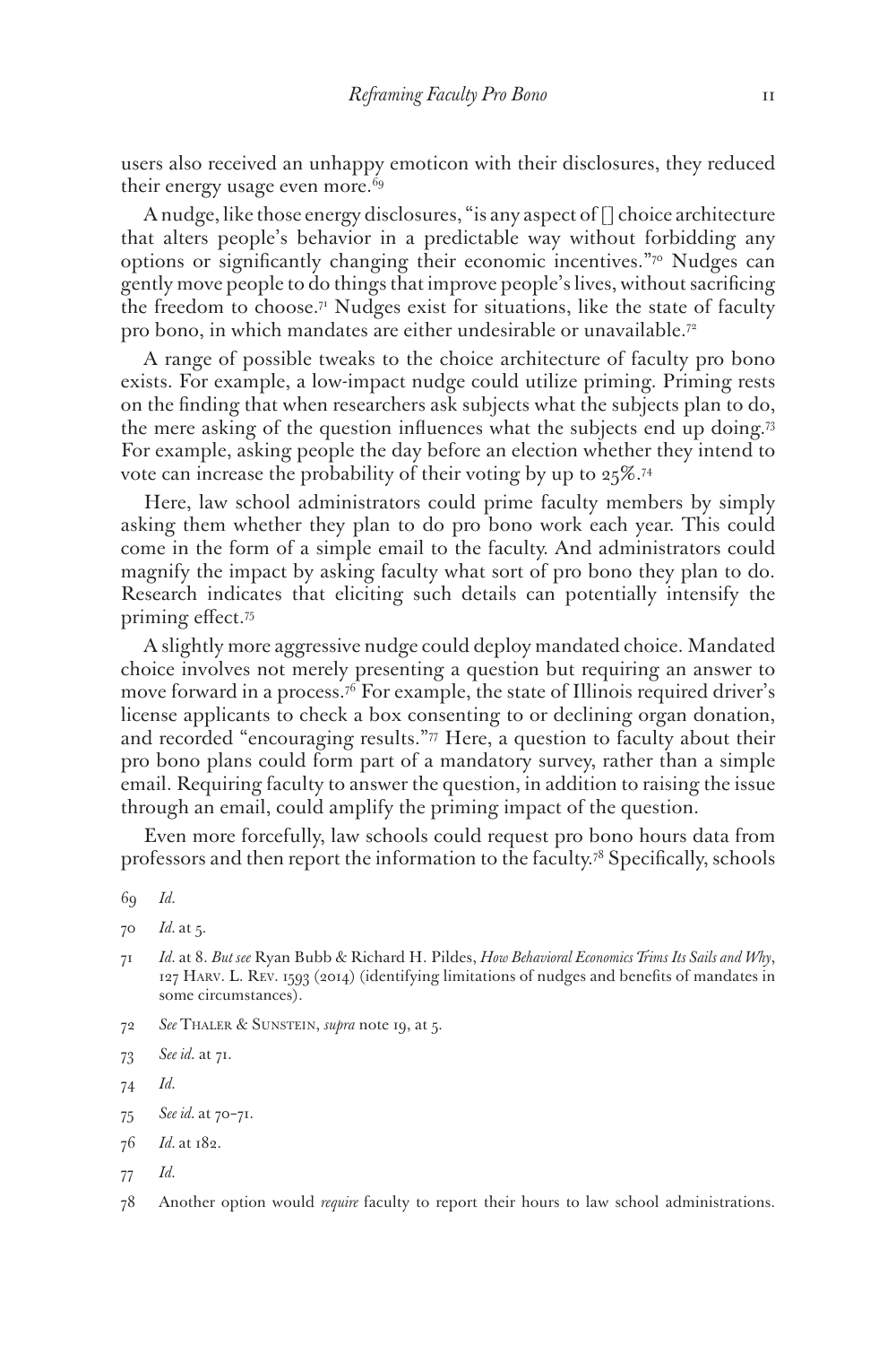users also received an unhappy emoticon with their disclosures, they reduced their energy usage even more.[69]

A nudge, like those energy disclosures, "is any aspect of [] choice architecture that alters people's behavior in a predictable way without forbidding any options or significantly changing their economic incentives."[70] Nudges can gently move people to do things that improve people's lives, without sacrificing the freedom to choose.[71] Nudges exist for situations, like the state of faculty pro bono, in which mandates are either undesirable or unavailable.[72]

A range of possible tweaks to the choice architecture of faculty pro bono exists. For example, a low-impact nudge could utilize priming. Priming rests on the finding that when researchers ask subjects what the subjects plan to do, the mere asking of the question influences what the subjects end up doing.[73] For example, asking people the day before an election whether they intend to vote can increase the probability of their voting by up to 25%.[74]

Here, law school administrators could prime faculty members by simply asking them whether they plan to do pro bono work each year. This could come in the form of a simple email to the faculty. And administrators could magnify the impact by asking faculty what sort of pro bono they plan to do. Research indicates that eliciting such details can potentially intensify the priming effect.[75]

A slightly more aggressive nudge could deploy mandated choice. Mandated choice involves not merely presenting a question but requiring an answer to move forward in a process.[76] For example, the state of Illinois required driver's license applicants to check a box consenting to or declining organ donation, and recorded "encouraging results."[77] Here, a question to faculty about their pro bono plans could form part of a mandatory survey, rather than a simple email. Requiring faculty to answer the question, in addition to raising the issue through an email, could amplify the priming impact of the question.

Even more forcefully, law schools could request pro bono hours data from professors and then report the information to the faculty.[78] Specifically, schools

69 *Id.*

70 *Id.* at 5.

71 *Id.* at 8. *But see* Ryan Bubb & Richard H. Pildes, *How Behavioral Economics Trims Its Sails and Why*, 127 Harv. L. Rev. 1593 (2014) (identifying limitations of nudges and benefits of mandates in some circumstances).

72 *See* Thaler & Sunstein, *supra* note 19, at 5.

73 *See id.* at 71.

74 *Id.*

75 *See id.* at 70–71.

76 *Id.* at 182.

77 *Id.*

78 Another option would *require* faculty to report their hours to law school administrations.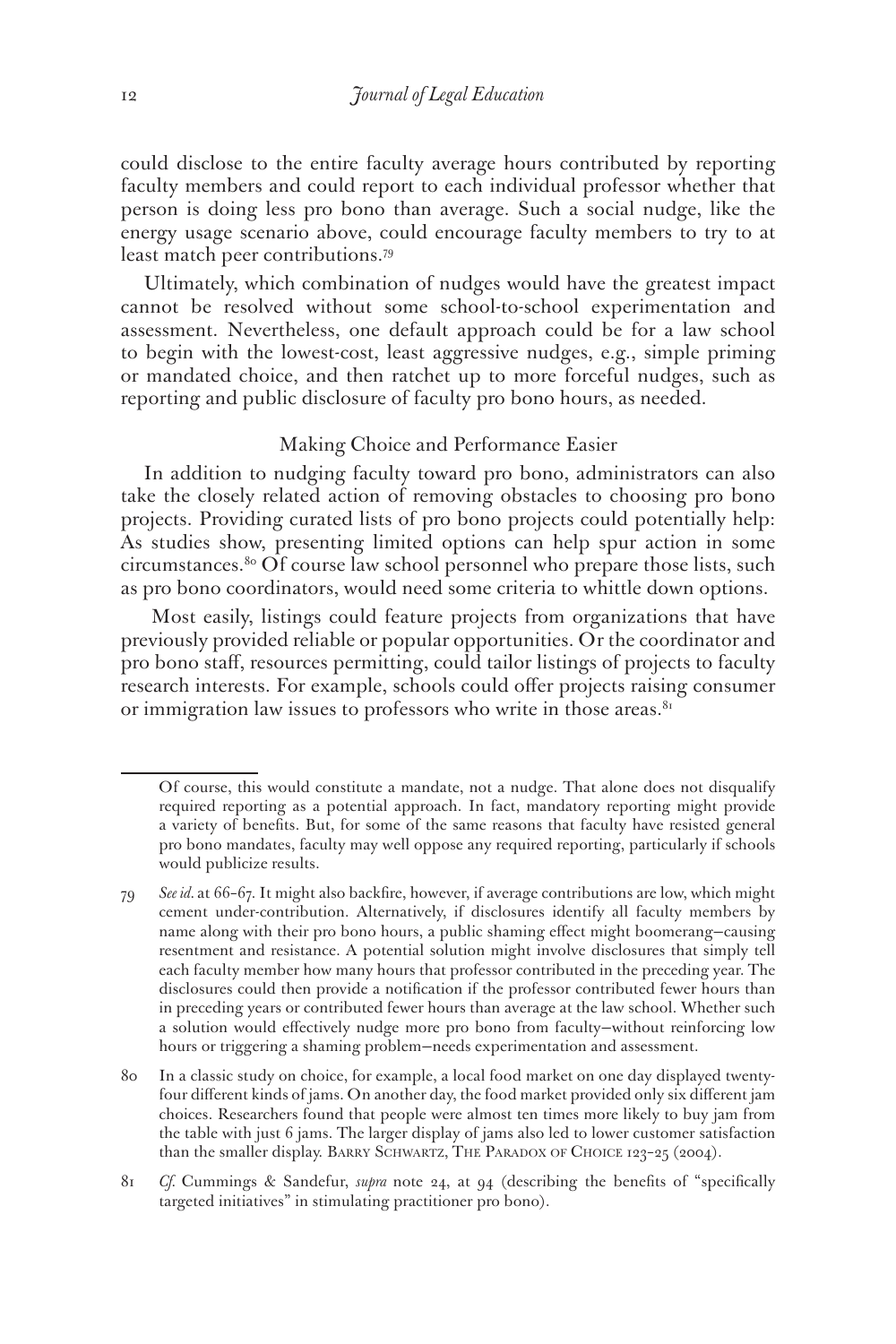could disclose to the entire faculty average hours contributed by reporting faculty members and could report to each individual professor whether that person is doing less pro bono than average. Such a social nudge, like the energy usage scenario above, could encourage faculty members to try to at least match peer contributions.[79]

Ultimately, which combination of nudges would have the greatest impact cannot be resolved without some school-to-school experimentation and assessment. Nevertheless, one default approach could be for a law school to begin with the lowest-cost, least aggressive nudges, e.g., simple priming or mandated choice, and then ratchet up to more forceful nudges, such as reporting and public disclosure of faculty pro bono hours, as needed.

### Making Choice and Performance Easier

In addition to nudging faculty toward pro bono, administrators can also take the closely related action of removing obstacles to choosing pro bono projects. Providing curated lists of pro bono projects could potentially help: As studies show, presenting limited options can help spur action in some circumstances.[80] Of course law school personnel who prepare those lists, such as pro bono coordinators, would need some criteria to whittle down options.

Most easily, listings could feature projects from organizations that have previously provided reliable or popular opportunities. Or the coordinator and pro bono staff, resources permitting, could tailor listings of projects to faculty research interests. For example, schools could offer projects raising consumer or immigration law issues to professors who write in those areas.[81]

---

Of course, this would constitute a mandate, not a nudge. That alone does not disqualify required reporting as a potential approach. In fact, mandatory reporting might provide a variety of benefits. But, for some of the same reasons that faculty have resisted general pro bono mandates, faculty may well oppose any required reporting, particularly if schools would publicize results.

79 *See id.* at 66–67. It might also backfire, however, if average contributions are low, which might cement under-contribution. Alternatively, if disclosures identify all faculty members by name along with their pro bono hours, a public shaming effect might boomerang—causing resentment and resistance. A potential solution might involve disclosures that simply tell each faculty member how many hours that professor contributed in the preceding year. The disclosures could then provide a notification if the professor contributed fewer hours than in preceding years or contributed fewer hours than average at the law school. Whether such a solution would effectively nudge more pro bono from faculty—without reinforcing low hours or triggering a shaming problem—needs experimentation and assessment.

80 In a classic study on choice, for example, a local food market on one day displayed twenty-four different kinds of jams. On another day, the food market provided only six different jam choices. Researchers found that people were almost ten times more likely to buy jam from the table with just 6 jams. The larger display of jams also led to lower customer satisfaction than the smaller display. Barry Schwartz, The Paradox of Choice 123–25 (2004).

81 *Cf.* Cummings & Sandefur, *supra* note 24, at 94 (describing the benefits of "specifically targeted initiatives" in stimulating practitioner pro bono).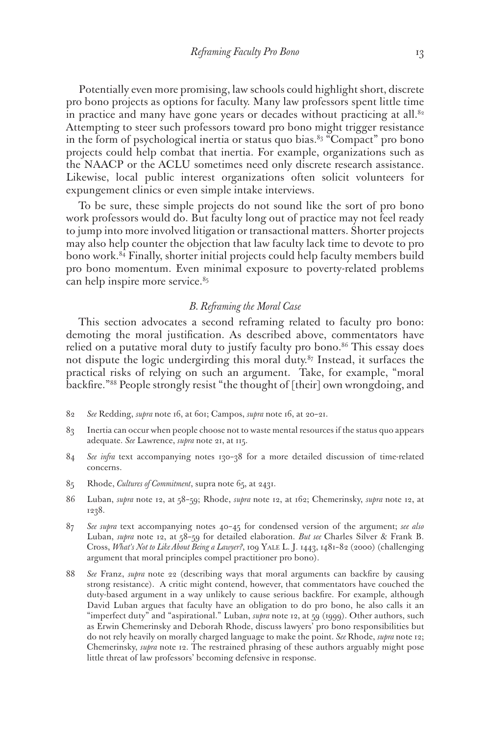Potentially even more promising, law schools could highlight short, discrete pro bono projects as options for faculty. Many law professors spent little time in practice and many have gone years or decades without practicing at all.[82] Attempting to steer such professors toward pro bono might trigger resistance in the form of psychological inertia or status quo bias.[83] "Compact" pro bono projects could help combat that inertia. For example, organizations such as the NAACP or the ACLU sometimes need only discrete research assistance. Likewise, local public interest organizations often solicit volunteers for expungement clinics or even simple intake interviews.

To be sure, these simple projects do not sound like the sort of pro bono work professors would do. But faculty long out of practice may not feel ready to jump into more involved litigation or transactional matters. Shorter projects may also help counter the objection that law faculty lack time to devote to pro bono work.[84] Finally, shorter initial projects could help faculty members build pro bono momentum. Even minimal exposure to poverty-related problems can help inspire more service.[85]

### *B. Reframing the Moral Case*

This section advocates a second reframing related to faculty pro bono: demoting the moral justification. As described above, commentators have relied on a putative moral duty to justify faculty pro bono.[86] This essay does not dispute the logic undergirding this moral duty.[87] Instead, it surfaces the practical risks of relying on such an argument. Take, for example, "moral backfire."[88] People strongly resist "the thought of [their] own wrongdoing, and

---

82 *See* Redding, *supra* note 16, at 601; Campos, *supra* note 16, at 20–21.

83 Inertia can occur when people choose not to waste mental resources if the status quo appears adequate. *See* Lawrence, *supra* note 21, at 115.

84 *See infra* text accompanying notes 130–38 for a more detailed discussion of time-related concerns.

85 Rhode, *Cultures of Commitment*, supra note 65, at 2431.

86 Luban, *supra* note 12, at 58–59; Rhode, *supra* note 12, at 162; Chemerinsky, *supra* note 12, at 1238.

87 *See supra* text accompanying notes 40–45 for condensed version of the argument; *see also* Luban, *supra* note 12, at 58–59 for detailed elaboration. *But see* Charles Silver & Frank B. Cross, *What's Not to Like About Being a Lawyer?*, 109 Yale L. J. 1443, 1481–82 (2000) (challenging argument that moral principles compel practitioner pro bono).

88 *See* Franz, *supra* note 22 (describing ways that moral arguments can backfire by causing strong resistance). A critic might contend, however, that commentators have couched the duty-based argument in a way unlikely to cause serious backfire. For example, although David Luban argues that faculty have an obligation to do pro bono, he also calls it an "imperfect duty" and "aspirational." Luban, *supra* note 12, at 59 (1999). Other authors, such as Erwin Chemerinsky and Deborah Rhode, discuss lawyers' pro bono responsibilities but do not rely heavily on morally charged language to make the point. *See* Rhode, *supra* note 12; Chemerinsky, *supra* note 12. The restrained phrasing of these authors arguably might pose little threat of law professors' becoming defensive in response.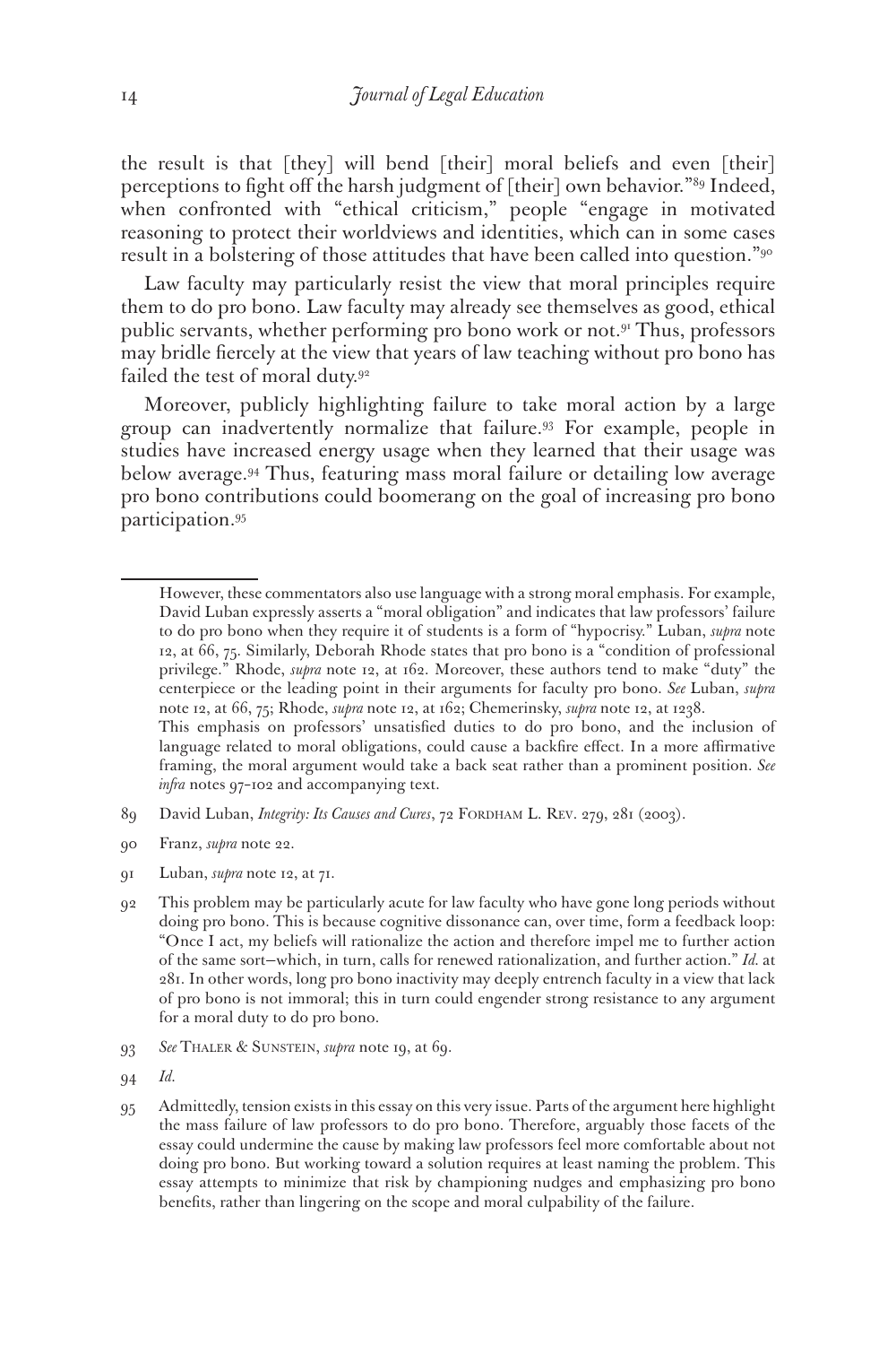the result is that [they] will bend [their] moral beliefs and even [their] perceptions to fight off the harsh judgment of [their] own behavior."[89] Indeed, when confronted with "ethical criticism," people "engage in motivated reasoning to protect their worldviews and identities, which can in some cases result in a bolstering of those attitudes that have been called into question."[90]

Law faculty may particularly resist the view that moral principles require them to do pro bono. Law faculty may already see themselves as good, ethical public servants, whether performing pro bono work or not.[91] Thus, professors may bridle fiercely at the view that years of law teaching without pro bono has failed the test of moral duty.[92]

Moreover, publicly highlighting failure to take moral action by a large group can inadvertently normalize that failure.[93] For example, people in studies have increased energy usage when they learned that their usage was below average.[94] Thus, featuring mass moral failure or detailing low average pro bono contributions could boomerang on the goal of increasing pro bono participation.[95]

---

However, these commentators also use language with a strong moral emphasis. For example, David Luban expressly asserts a "moral obligation" and indicates that law professors' failure to do pro bono when they require it of students is a form of "hypocrisy." Luban, *supra* note 12, at 66, 75. Similarly, Deborah Rhode states that pro bono is a "condition of professional privilege." Rhode, *supra* note 12, at 162. Moreover, these authors tend to make "duty" the centerpiece or the leading point in their arguments for faculty pro bono. *See* Luban, *supra* note 12, at 66, 75; Rhode, *supra* note 12, at 162; Chemerinsky, *supra* note 12, at 1238.

This emphasis on professors' unsatisfied duties to do pro bono, and the inclusion of language related to moral obligations, could cause a backfire effect. In a more affirmative framing, the moral argument would take a back seat rather than a prominent position. *See infra* notes 97–102 and accompanying text.

89 David Luban, *Integrity: Its Causes and Cures*, 72 Fordham L. Rev. 279, 281 (2003).

90 Franz, *supra* note 22.

91 Luban, *supra* note 12, at 71.

92 This problem may be particularly acute for law faculty who have gone long periods without doing pro bono. This is because cognitive dissonance can, over time, form a feedback loop: "Once I act, my beliefs will rationalize the action and therefore impel me to further action of the same sort—which, in turn, calls for renewed rationalization, and further action." *Id.* at 281. In other words, long pro bono inactivity may deeply entrench faculty in a view that lack of pro bono is not immoral; this in turn could engender strong resistance to any argument for a moral duty to do pro bono.

93 *See* Thaler & Sunstein, *supra* note 19, at 69.

94 *Id.*

95 Admittedly, tension exists in this essay on this very issue. Parts of the argument here highlight the mass failure of law professors to do pro bono. Therefore, arguably those facets of the essay could undermine the cause by making law professors feel more comfortable about not doing pro bono. But working toward a solution requires at least naming the problem. This essay attempts to minimize that risk by championing nudges and emphasizing pro bono benefits, rather than lingering on the scope and moral culpability of the failure.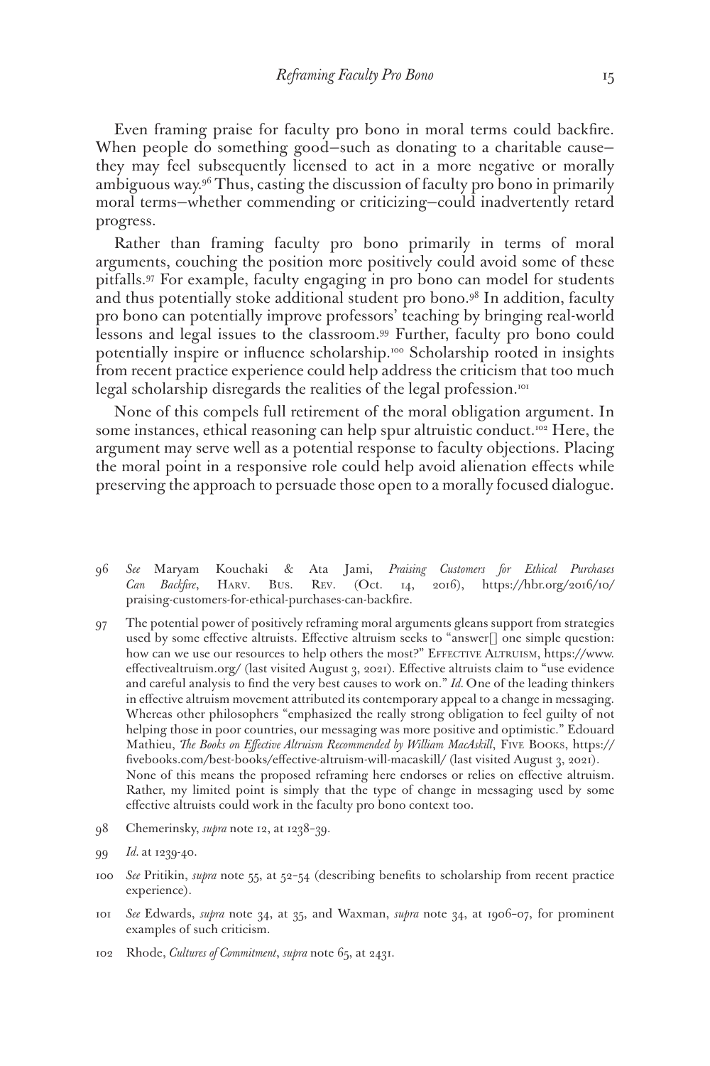Even framing praise for faculty pro bono in moral terms could backfire. When people do something good—such as donating to a charitable cause—they may feel subsequently licensed to act in a more negative or morally ambiguous way.[96] Thus, casting the discussion of faculty pro bono in primarily moral terms—whether commending or criticizing—could inadvertently retard progress.

Rather than framing faculty pro bono primarily in terms of moral arguments, couching the position more positively could avoid some of these pitfalls.[97] For example, faculty engaging in pro bono can model for students and thus potentially stoke additional student pro bono.[98] In addition, faculty pro bono can potentially improve professors' teaching by bringing real-world lessons and legal issues to the classroom.[99] Further, faculty pro bono could potentially inspire or influence scholarship.[100] Scholarship rooted in insights from recent practice experience could help address the criticism that too much legal scholarship disregards the realities of the legal profession.[101]

None of this compels full retirement of the moral obligation argument. In some instances, ethical reasoning can help spur altruistic conduct.[102] Here, the argument may serve well as a potential response to faculty objections. Placing the moral point in a responsive role could help avoid alienation effects while preserving the approach to persuade those open to a morally focused dialogue.

96 *See* Maryam Kouchaki & Ata Jami, *Praising Customers for Ethical Purchases Can Backfire*, Harv. Bus. Rev. (Oct. 14, 2016), https://hbr.org/2016/10/praising-customers-for-ethical-purchases-can-backfire.

97 The potential power of positively reframing moral arguments gleans support from strategies used by some effective altruists. Effective altruism seeks to "answer[] one simple question: how can we use our resources to help others the most?" Effective Altruism, https://www.effectivealtruism.org/ (last visited August 3, 2021). Effective altruists claim to "use evidence and careful analysis to find the very best causes to work on." *Id.* One of the leading thinkers in effective altruism movement attributed its contemporary appeal to a change in messaging. Whereas other philosophers "emphasized the really strong obligation to feel guilty of not helping those in poor countries, our messaging was more positive and optimistic." Edouard Mathieu, *The Books on Effective Altruism Recommended by William MacAskill*, Five Books, https://fivebooks.com/best-books/effective-altruism-will-macaskill/ (last visited August 3, 2021). None of this means the proposed reframing here endorses or relies on effective altruism. Rather, my limited point is simply that the type of change in messaging used by some effective altruists could work in the faculty pro bono context too.

98 Chemerinsky, *supra* note 12, at 1238–39.

99 *Id.* at 1239-40.

100 *See* Pritikin, *supra* note 55, at 52–54 (describing benefits to scholarship from recent practice experience).

101 *See* Edwards, *supra* note 34, at 35, and Waxman, *supra* note 34, at 1906–07, for prominent examples of such criticism.

102 Rhode, *Cultures of Commitment*, *supra* note 65, at 2431.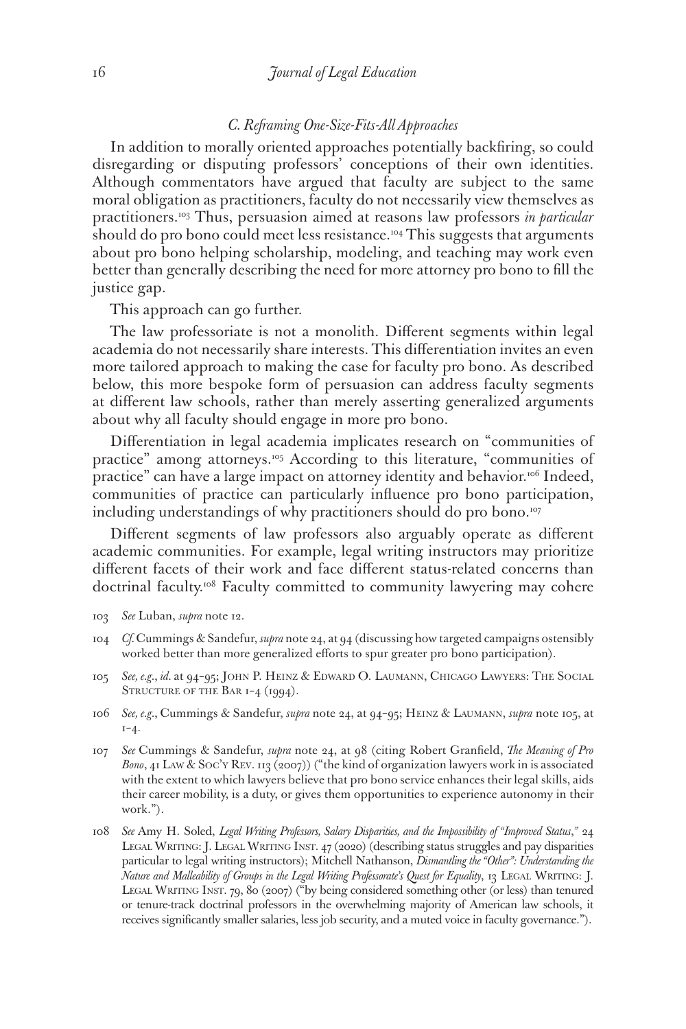### *C. Reframing One-Size-Fits-All Approaches*

In addition to morally oriented approaches potentially backfiring, so could disregarding or disputing professors' conceptions of their own identities. Although commentators have argued that faculty are subject to the same moral obligation as practitioners, faculty do not necessarily view themselves as practitioners.[103] Thus, persuasion aimed at reasons law professors *in particular* should do pro bono could meet less resistance.[104] This suggests that arguments about pro bono helping scholarship, modeling, and teaching may work even better than generally describing the need for more attorney pro bono to fill the justice gap.

This approach can go further.

The law professoriate is not a monolith. Different segments within legal academia do not necessarily share interests. This differentiation invites an even more tailored approach to making the case for faculty pro bono. As described below, this more bespoke form of persuasion can address faculty segments at different law schools, rather than merely asserting generalized arguments about why all faculty should engage in more pro bono.

Differentiation in legal academia implicates research on "communities of practice" among attorneys.[105] According to this literature, "communities of practice" can have a large impact on attorney identity and behavior.[106] Indeed, communities of practice can particularly influence pro bono participation, including understandings of why practitioners should do pro bono.[107]

Different segments of law professors also arguably operate as different academic communities. For example, legal writing instructors may prioritize different facets of their work and face different status-related concerns than doctrinal faculty.[108] Faculty committed to community lawyering may cohere

103 *See* Luban, *supra* note 12.

104 *Cf.* Cummings & Sandefur, *supra* note 24, at 94 (discussing how targeted campaigns ostensibly worked better than more generalized efforts to spur greater pro bono participation).

105 *See, e.g.*, *id*. at 94–95; John P. Heinz & Edward O. Laumann, Chicago Lawyers: The Social Structure of the Bar 1–4 (1994).

106 *See, e.g.*, Cummings & Sandefur, *supra* note 24, at 94–95; Heinz & Laumann, *supra* note 105, at 1–4.

107 *See* Cummings & Sandefur, *supra* note 24, at 98 (citing Robert Granfield, *The Meaning of Pro Bono*, 41 Law & Soc'y Rev. 113 (2007)) ("the kind of organization lawyers work in is associated with the extent to which lawyers believe that pro bono service enhances their legal skills, aids their career mobility, is a duty, or gives them opportunities to experience autonomy in their work.").

108 *See* Amy H. Soled, *Legal Writing Professors, Salary Disparities, and the Impossibility of "Improved Status*,*"* 24 Legal Writing: J. Legal Writing Inst. 47 (2020) (describing status struggles and pay disparities particular to legal writing instructors); Mitchell Nathanson, *Dismantling the "Other": Understanding the Nature and Malleability of Groups in the Legal Writing Professorate's Quest for Equality*, 13 Legal Writing: J. Legal Writing Inst. 79, 80 (2007) ("by being considered something other (or less) than tenured or tenure-track doctrinal professors in the overwhelming majority of American law schools, it receives significantly smaller salaries, less job security, and a muted voice in faculty governance.").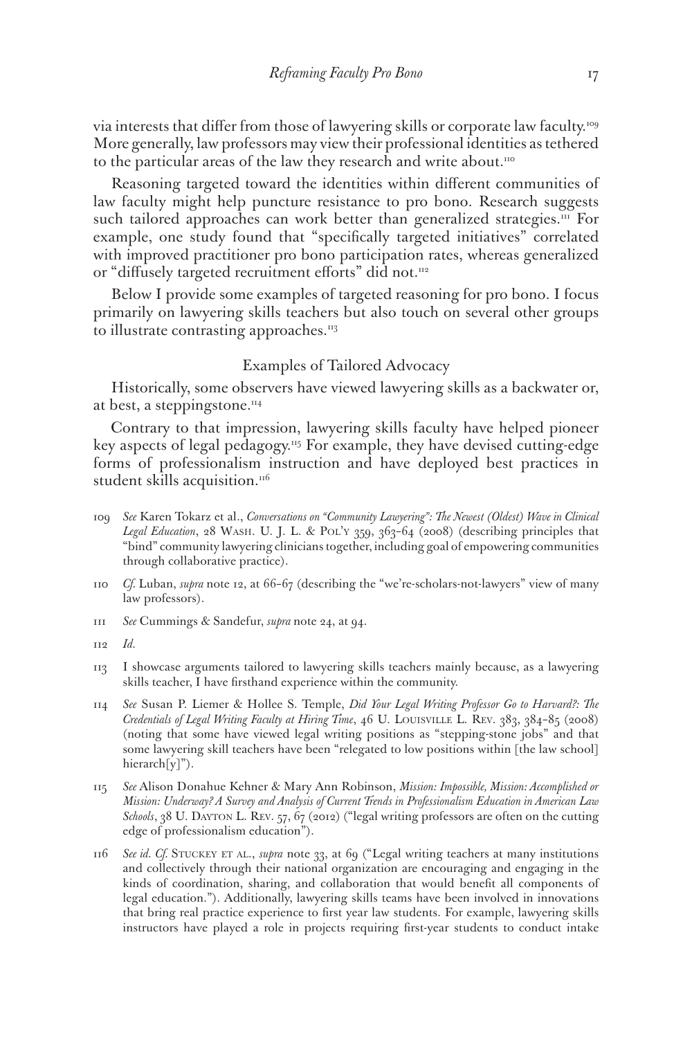via interests that differ from those of lawyering skills or corporate law faculty.[109] More generally, law professors may view their professional identities as tethered to the particular areas of the law they research and write about.[110]

Reasoning targeted toward the identities within different communities of law faculty might help puncture resistance to pro bono. Research suggests such tailored approaches can work better than generalized strategies.[111] For example, one study found that "specifically targeted initiatives" correlated with improved practitioner pro bono participation rates, whereas generalized or "diffusely targeted recruitment efforts" did not.[112]

Below I provide some examples of targeted reasoning for pro bono. I focus primarily on lawyering skills teachers but also touch on several other groups to illustrate contrasting approaches.[113]

## Examples of Tailored Advocacy

Historically, some observers have viewed lawyering skills as a backwater or, at best, a steppingstone.[114]

Contrary to that impression, lawyering skills faculty have helped pioneer key aspects of legal pedagogy.[115] For example, they have devised cutting-edge forms of professionalism instruction and have deployed best practices in student skills acquisition.[116]

---

109 *See* Karen Tokarz et al., *Conversations on "Community Lawyering": The Newest (Oldest) Wave in Clinical Legal Education*, 28 Wash. U. J. L. & Pol'y 359, 363–64 (2008) (describing principles that "bind" community lawyering clinicians together, including goal of empowering communities through collaborative practice).

110 *Cf.* Luban, *supra* note 12, at 66–67 (describing the "we're-scholars-not-lawyers" view of many law professors).

111 *See* Cummings & Sandefur, *supra* note 24, at 94.

112 *Id.*

113 I showcase arguments tailored to lawyering skills teachers mainly because, as a lawyering skills teacher, I have firsthand experience within the community.

114 *See* Susan P. Liemer & Hollee S. Temple, *Did Your Legal Writing Professor Go to Harvard?: The Credentials of Legal Writing Faculty at Hiring Time*, 46 U. Louisville L. Rev. 383, 384–85 (2008) (noting that some have viewed legal writing positions as "stepping-stone jobs" and that some lawyering skill teachers have been "relegated to low positions within [the law school] hierarch[y]").

115 *See* Alison Donahue Kehner & Mary Ann Robinson, *Mission: Impossible, Mission: Accomplished or Mission: Underway? A Survey and Analysis of Current Trends in Professionalism Education in American Law Schools*, 38 U. Dayton L. Rev. 57, 67 (2012) ("legal writing professors are often on the cutting edge of professionalism education").

116 *See id. Cf.* Stuckey et al., *supra* note 33, at 69 ("Legal writing teachers at many institutions and collectively through their national organization are encouraging and engaging in the kinds of coordination, sharing, and collaboration that would benefit all components of legal education."). Additionally, lawyering skills teams have been involved in innovations that bring real practice experience to first year law students. For example, lawyering skills instructors have played a role in projects requiring first-year students to conduct intake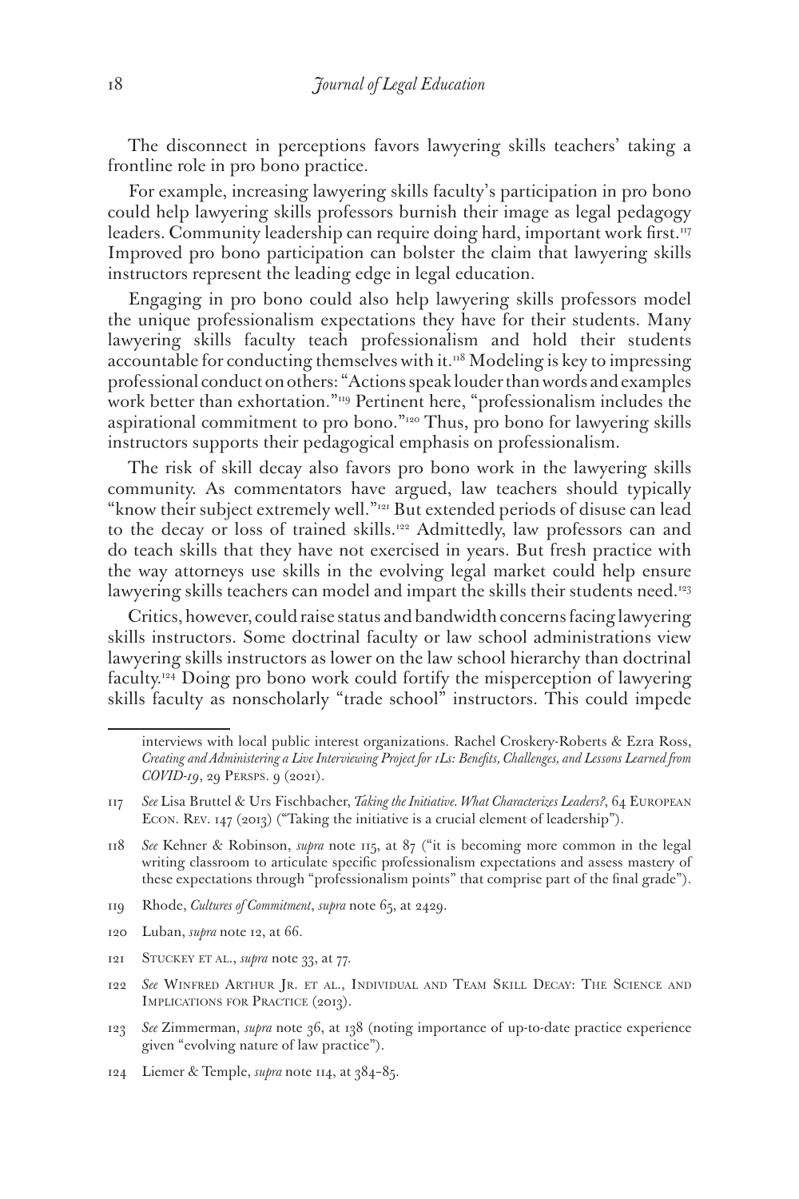The disconnect in perceptions favors lawyering skills teachers' taking a frontline role in pro bono practice.

For example, increasing lawyering skills faculty's participation in pro bono could help lawyering skills professors burnish their image as legal pedagogy leaders. Community leadership can require doing hard, important work first.[117] Improved pro bono participation can bolster the claim that lawyering skills instructors represent the leading edge in legal education.

Engaging in pro bono could also help lawyering skills professors model the unique professionalism expectations they have for their students. Many lawyering skills faculty teach professionalism and hold their students accountable for conducting themselves with it.[118] Modeling is key to impressing professional conduct on others: "Actions speak louder than words and examples work better than exhortation."[119] Pertinent here, "professionalism includes the aspirational commitment to pro bono."[120] Thus, pro bono for lawyering skills instructors supports their pedagogical emphasis on professionalism.

The risk of skill decay also favors pro bono work in the lawyering skills community. As commentators have argued, law teachers should typically "know their subject extremely well."[121] But extended periods of disuse can lead to the decay or loss of trained skills.[122] Admittedly, law professors can and do teach skills that they have not exercised in years. But fresh practice with the way attorneys use skills in the evolving legal market could help ensure lawyering skills teachers can model and impart the skills their students need.[123]

Critics, however, could raise status and bandwidth concerns facing lawyering skills instructors. Some doctrinal faculty or law school administrations view lawyering skills instructors as lower on the law school hierarchy than doctrinal faculty.[124] Doing pro bono work could fortify the misperception of lawyering skills faculty as nonscholarly "trade school" instructors. This could impede

---

interviews with local public interest organizations. Rachel Croskery-Roberts & Ezra Ross, *Creating and Administering a Live Interviewing Project for 1Ls: Benefits, Challenges, and Lessons Learned from COVID-19*, 29 Persps. 9 (2021).

117 *See* Lisa Bruttel & Urs Fischbacher, *Taking the Initiative. What Characterizes Leaders?*, 64 European Econ. Rev. 147 (2013) ("Taking the initiative is a crucial element of leadership").

118 *See* Kehner & Robinson, *supra* note 115, at 87 ("it is becoming more common in the legal writing classroom to articulate specific professionalism expectations and assess mastery of these expectations through "professionalism points" that comprise part of the final grade").

119 Rhode, *Cultures of Commitment*, *supra* note 65, at 2429.

120 Luban, *supra* note 12, at 66.

121 Stuckey et al., *supra* note 33, at 77.

122 *See* Winfred Arthur Jr. et al., Individual and Team Skill Decay: The Science and Implications for Practice (2013).

123 *See* Zimmerman, *supra* note 36, at 138 (noting importance of up-to-date practice experience given "evolving nature of law practice").

124 Liemer & Temple, *supra* note 114, at 384–85.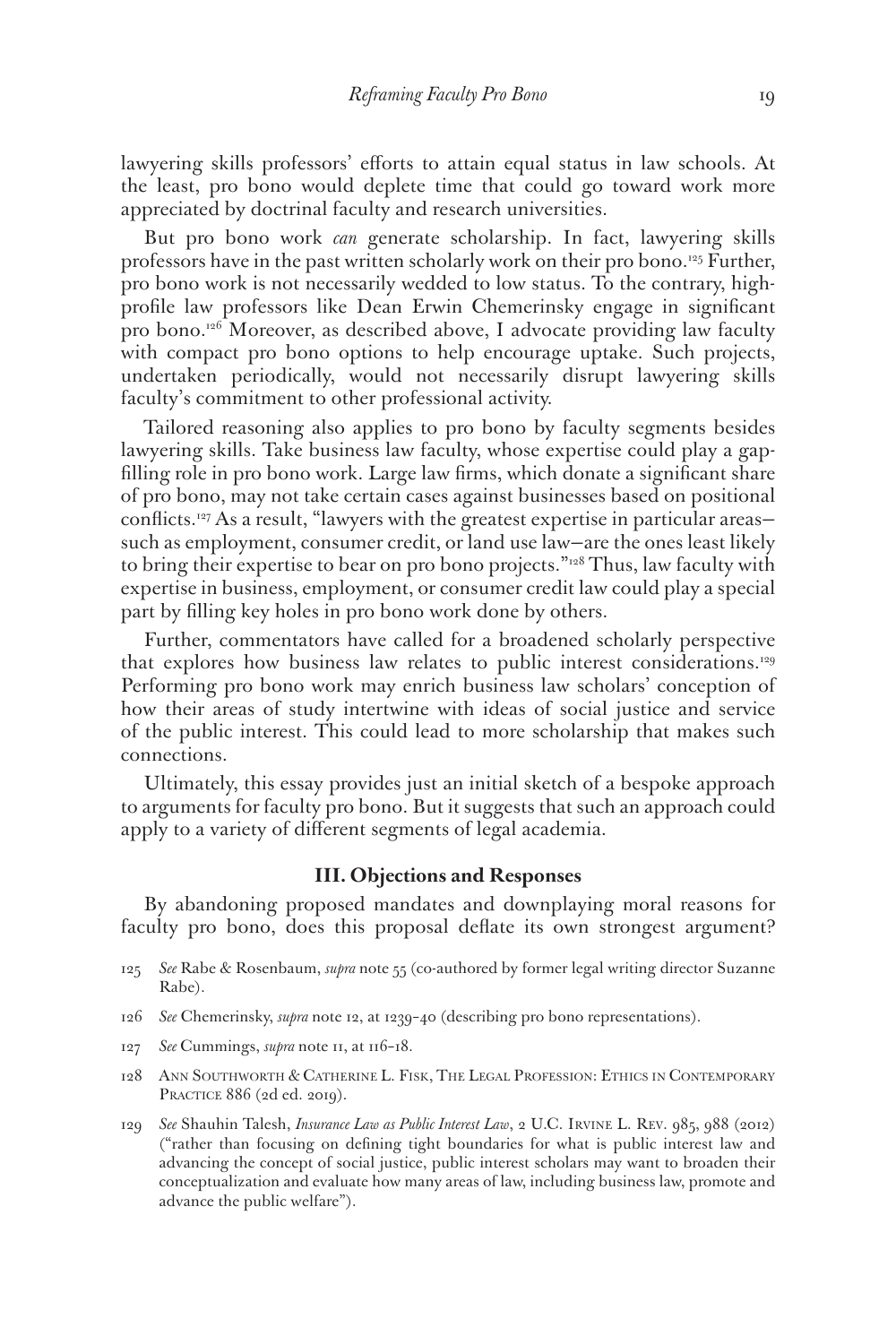lawyering skills professors' efforts to attain equal status in law schools. At the least, pro bono would deplete time that could go toward work more appreciated by doctrinal faculty and research universities.

But pro bono work *can* generate scholarship. In fact, lawyering skills professors have in the past written scholarly work on their pro bono.[125] Further, pro bono work is not necessarily wedded to low status. To the contrary, high-profile law professors like Dean Erwin Chemerinsky engage in significant pro bono.[126] Moreover, as described above, I advocate providing law faculty with compact pro bono options to help encourage uptake. Such projects, undertaken periodically, would not necessarily disrupt lawyering skills faculty's commitment to other professional activity.

Tailored reasoning also applies to pro bono by faculty segments besides lawyering skills. Take business law faculty, whose expertise could play a gap-filling role in pro bono work. Large law firms, which donate a significant share of pro bono, may not take certain cases against businesses based on positional conflicts.[127] As a result, "lawyers with the greatest expertise in particular areas—such as employment, consumer credit, or land use law—are the ones least likely to bring their expertise to bear on pro bono projects."[128] Thus, law faculty with expertise in business, employment, or consumer credit law could play a special part by filling key holes in pro bono work done by others.

Further, commentators have called for a broadened scholarly perspective that explores how business law relates to public interest considerations.[129] Performing pro bono work may enrich business law scholars' conception of how their areas of study intertwine with ideas of social justice and service of the public interest. This could lead to more scholarship that makes such connections.

Ultimately, this essay provides just an initial sketch of a bespoke approach to arguments for faculty pro bono. But it suggests that such an approach could apply to a variety of different segments of legal academia.

## III. Objections and Responses

By abandoning proposed mandates and downplaying moral reasons for faculty pro bono, does this proposal deflate its own strongest argument?

125 *See* Rabe & Rosenbaum, *supra* note 55 (co-authored by former legal writing director Suzanne Rabe).

126 *See* Chemerinsky, *supra* note 12, at 1239–40 (describing pro bono representations).

127 *See* Cummings, *supra* note 11, at 116–18.

128 Ann Southworth & Catherine L. Fisk, The Legal Profession: Ethics in Contemporary Practice 886 (2d ed. 2019).

129 *See* Shauhin Talesh, *Insurance Law as Public Interest Law*, 2 U.C. Irvine L. Rev. 985, 988 (2012) ("rather than focusing on defining tight boundaries for what is public interest law and advancing the concept of social justice, public interest scholars may want to broaden their conceptualization and evaluate how many areas of law, including business law, promote and advance the public welfare").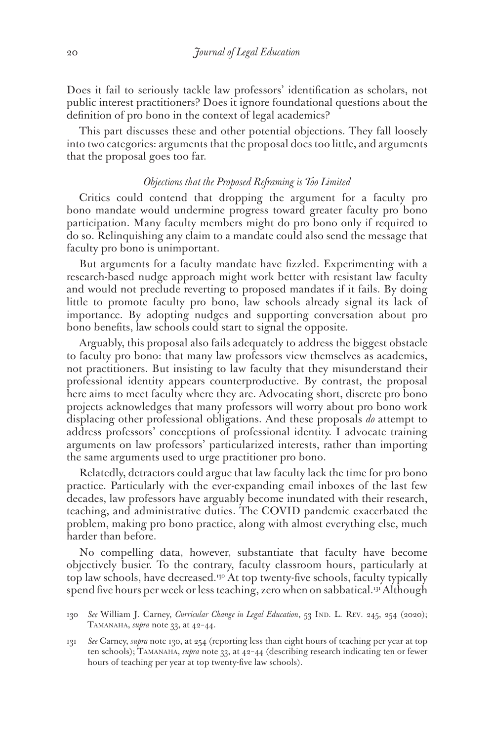Does it fail to seriously tackle law professors' identification as scholars, not public interest practitioners? Does it ignore foundational questions about the definition of pro bono in the context of legal academics?

This part discusses these and other potential objections. They fall loosely into two categories: arguments that the proposal does too little, and arguments that the proposal goes too far.

### *Objections that the Proposed Reframing is Too Limited*

Critics could contend that dropping the argument for a faculty pro bono mandate would undermine progress toward greater faculty pro bono participation. Many faculty members might do pro bono only if required to do so. Relinquishing any claim to a mandate could also send the message that faculty pro bono is unimportant.

But arguments for a faculty mandate have fizzled. Experimenting with a research-based nudge approach might work better with resistant law faculty and would not preclude reverting to proposed mandates if it fails. By doing little to promote faculty pro bono, law schools already signal its lack of importance. By adopting nudges and supporting conversation about pro bono benefits, law schools could start to signal the opposite.

Arguably, this proposal also fails adequately to address the biggest obstacle to faculty pro bono: that many law professors view themselves as academics, not practitioners. But insisting to law faculty that they misunderstand their professional identity appears counterproductive. By contrast, the proposal here aims to meet faculty where they are. Advocating short, discrete pro bono projects acknowledges that many professors will worry about pro bono work displacing other professional obligations. And these proposals *do* attempt to address professors' conceptions of professional identity. I advocate training arguments on law professors' particularized interests, rather than importing the same arguments used to urge practitioner pro bono.

Relatedly, detractors could argue that law faculty lack the time for pro bono practice. Particularly with the ever-expanding email inboxes of the last few decades, law professors have arguably become inundated with their research, teaching, and administrative duties. The COVID pandemic exacerbated the problem, making pro bono practice, along with almost everything else, much harder than before.

No compelling data, however, substantiate that faculty have become objectively busier. To the contrary, faculty classroom hours, particularly at top law schools, have decreased.[130] At top twenty-five schools, faculty typically spend five hours per week or less teaching, zero when on sabbatical.[131] Although

130 *See* William J. Carney, *Curricular Change in Legal Education*, 53 Ind. L. Rev. 245, 254 (2020); Tamanaha, *supra* note 33, at 42–44.

131 *See* Carney, *supra* note 130, at 254 (reporting less than eight hours of teaching per year at top ten schools); Tamanaha, *supra* note 33, at 42–44 (describing research indicating ten or fewer hours of teaching per year at top twenty-five law schools).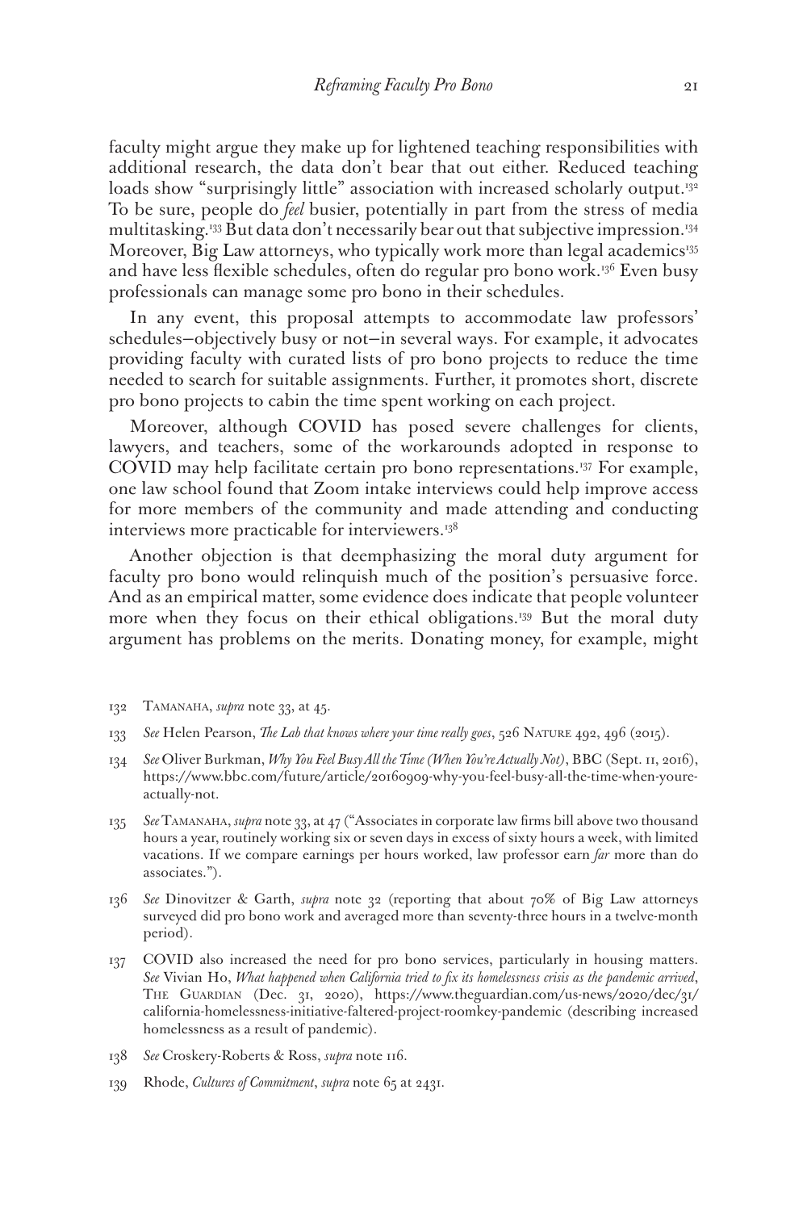faculty might argue they make up for lightened teaching responsibilities with additional research, the data don't bear that out either. Reduced teaching loads show "surprisingly little" association with increased scholarly output.[132] To be sure, people do *feel* busier, potentially in part from the stress of media multitasking.[133] But data don't necessarily bear out that subjective impression.[134] Moreover, Big Law attorneys, who typically work more than legal academics[135] and have less flexible schedules, often do regular pro bono work.[136] Even busy professionals can manage some pro bono in their schedules.

In any event, this proposal attempts to accommodate law professors' schedules—objectively busy or not—in several ways. For example, it advocates providing faculty with curated lists of pro bono projects to reduce the time needed to search for suitable assignments. Further, it promotes short, discrete pro bono projects to cabin the time spent working on each project.

Moreover, although COVID has posed severe challenges for clients, lawyers, and teachers, some of the workarounds adopted in response to COVID may help facilitate certain pro bono representations.[137] For example, one law school found that Zoom intake interviews could help improve access for more members of the community and made attending and conducting interviews more practicable for interviewers.[138]

Another objection is that deemphasizing the moral duty argument for faculty pro bono would relinquish much of the position's persuasive force. And as an empirical matter, some evidence does indicate that people volunteer more when they focus on their ethical obligations.[139] But the moral duty argument has problems on the merits. Donating money, for example, might

---

132 Tamanaha, *supra* note 33, at 45.

133 *See* Helen Pearson, *The Lab that knows where your time really goes*, 526 Nature 492, 496 (2015).

134 *See* Oliver Burkman, *Why You Feel Busy All the Time (When You're Actually Not)*, BBC (Sept. 11, 2016), https://www.bbc.com/future/article/20160909-why-you-feel-busy-all-the-time-when-youre-actually-not.

135 *See* Tamanaha, *supra* note 33, at 47 ("Associates in corporate law firms bill above two thousand hours a year, routinely working six or seven days in excess of sixty hours a week, with limited vacations. If we compare earnings per hours worked, law professor earn *far* more than do associates.").

136 *See* Dinovitzer & Garth, *supra* note 32 (reporting that about 70% of Big Law attorneys surveyed did pro bono work and averaged more than seventy-three hours in a twelve-month period).

137 COVID also increased the need for pro bono services, particularly in housing matters. *See* Vivian Ho, *What happened when California tried to fix its homelessness crisis as the pandemic arrived*, The Guardian (Dec. 31, 2020), https://www.theguardian.com/us-news/2020/dec/31/california-homelessness-initiative-faltered-project-roomkey-pandemic (describing increased homelessness as a result of pandemic).

138 *See* Croskery-Roberts & Ross, *supra* note 116.

139 Rhode, *Cultures of Commitment*, *supra* note 65 at 2431.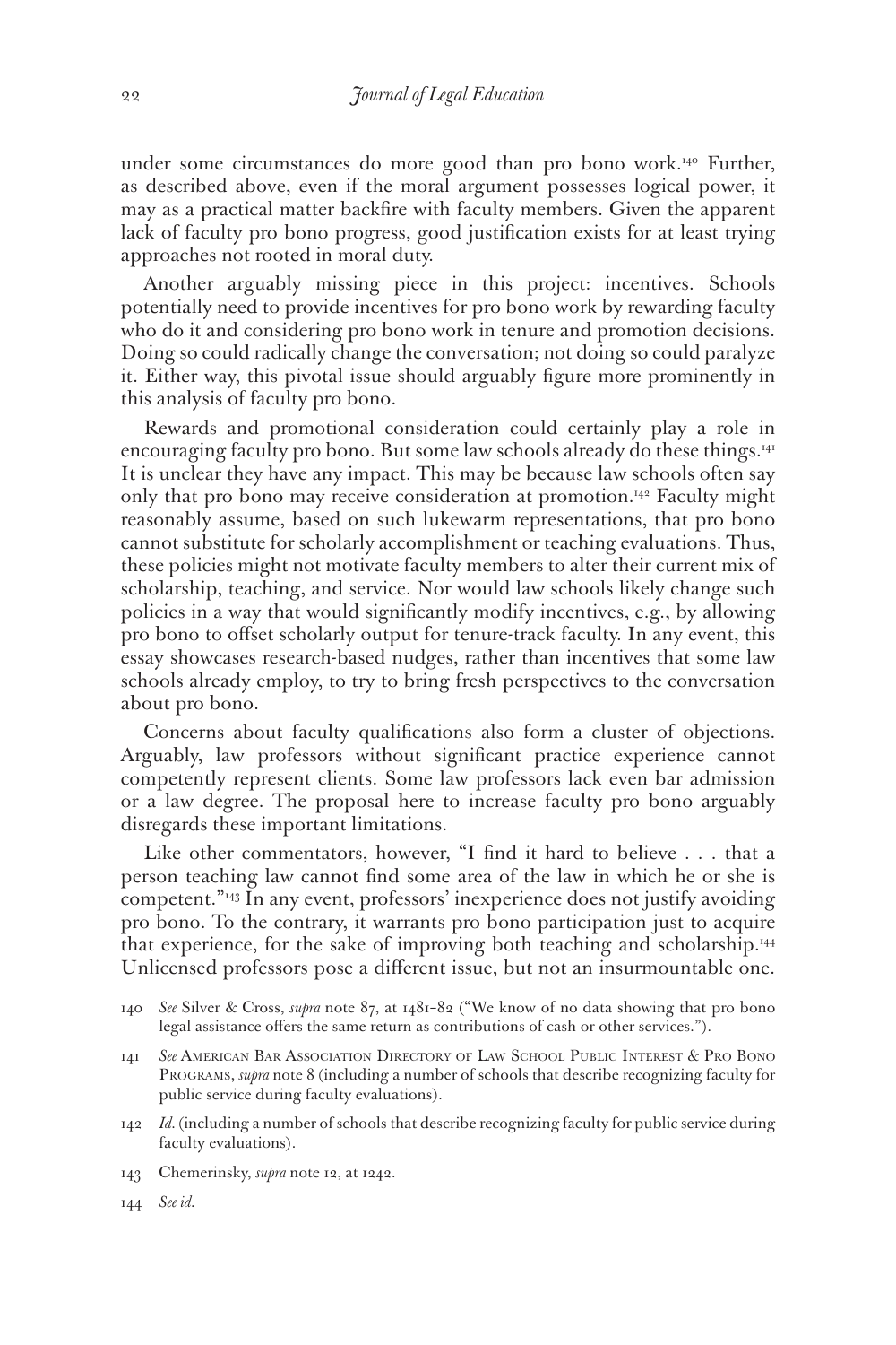under some circumstances do more good than pro bono work.[140] Further, as described above, even if the moral argument possesses logical power, it may as a practical matter backfire with faculty members. Given the apparent lack of faculty pro bono progress, good justification exists for at least trying approaches not rooted in moral duty.

Another arguably missing piece in this project: incentives. Schools potentially need to provide incentives for pro bono work by rewarding faculty who do it and considering pro bono work in tenure and promotion decisions. Doing so could radically change the conversation; not doing so could paralyze it. Either way, this pivotal issue should arguably figure more prominently in this analysis of faculty pro bono.

Rewards and promotional consideration could certainly play a role in encouraging faculty pro bono. But some law schools already do these things.[141] It is unclear they have any impact. This may be because law schools often say only that pro bono may receive consideration at promotion.[142] Faculty might reasonably assume, based on such lukewarm representations, that pro bono cannot substitute for scholarly accomplishment or teaching evaluations. Thus, these policies might not motivate faculty members to alter their current mix of scholarship, teaching, and service. Nor would law schools likely change such policies in a way that would significantly modify incentives, e.g., by allowing pro bono to offset scholarly output for tenure-track faculty. In any event, this essay showcases research-based nudges, rather than incentives that some law schools already employ, to try to bring fresh perspectives to the conversation about pro bono.

Concerns about faculty qualifications also form a cluster of objections. Arguably, law professors without significant practice experience cannot competently represent clients. Some law professors lack even bar admission or a law degree. The proposal here to increase faculty pro bono arguably disregards these important limitations.

Like other commentators, however, "I find it hard to believe . . . that a person teaching law cannot find some area of the law in which he or she is competent."[143] In any event, professors' inexperience does not justify avoiding pro bono. To the contrary, it warrants pro bono participation just to acquire that experience, for the sake of improving both teaching and scholarship.[144] Unlicensed professors pose a different issue, but not an insurmountable one.

140 *See* Silver & Cross, *supra* note 87, at 1481–82 ("We know of no data showing that pro bono legal assistance offers the same return as contributions of cash or other services.").

141 *See* American Bar Association Directory of Law School Public Interest & Pro Bono Programs, *supra* note 8 (including a number of schools that describe recognizing faculty for public service during faculty evaluations).

142 *Id.* (including a number of schools that describe recognizing faculty for public service during faculty evaluations).

143 Chemerinsky, *supra* note 12, at 1242.

144 *See id.*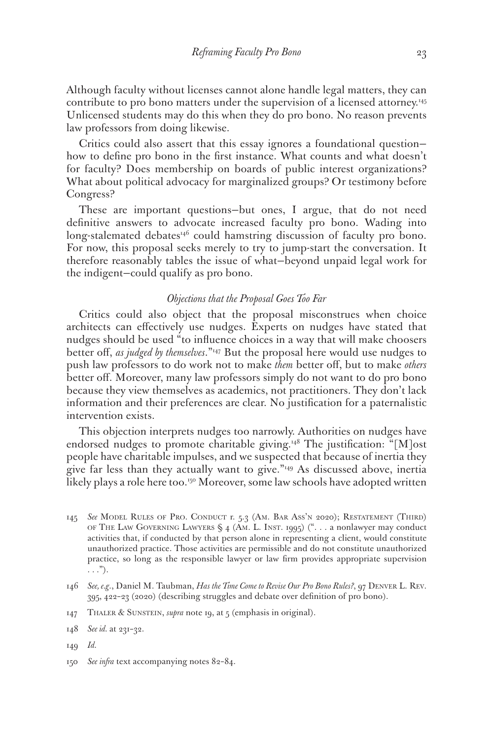Although faculty without licenses cannot alone handle legal matters, they can contribute to pro bono matters under the supervision of a licensed attorney.[145] Unlicensed students may do this when they do pro bono. No reason prevents law professors from doing likewise.

Critics could also assert that this essay ignores a foundational question—how to define pro bono in the first instance. What counts and what doesn't for faculty? Does membership on boards of public interest organizations? What about political advocacy for marginalized groups? Or testimony before Congress?

These are important questions—but ones, I argue, that do not need definitive answers to advocate increased faculty pro bono. Wading into long-stalemated debates[146] could hamstring discussion of faculty pro bono. For now, this proposal seeks merely to try to jump-start the conversation. It therefore reasonably tables the issue of what—beyond unpaid legal work for the indigent—could qualify as pro bono.

### *Objections that the Proposal Goes Too Far*

Critics could also object that the proposal misconstrues when choice architects can effectively use nudges. Experts on nudges have stated that nudges should be used "to influence choices in a way that will make choosers better off, *as judged by themselves*."[147] But the proposal here would use nudges to push law professors to do work not to make *them* better off, but to make *others* better off. Moreover, many law professors simply do not want to do pro bono because they view themselves as academics, not practitioners. They don't lack information and their preferences are clear. No justification for a paternalistic intervention exists.

This objection interprets nudges too narrowly. Authorities on nudges have endorsed nudges to promote charitable giving.[148] The justification: "[M]ost people have charitable impulses, and we suspected that because of inertia they give far less than they actually want to give."[149] As discussed above, inertia likely plays a role here too.[150] Moreover, some law schools have adopted written

---

145 *See* Model Rules of Pro. Conduct r. 5.3 (Am. Bar Ass'n 2020); Restatement (Third) of The Law Governing Lawyers § 4 (Am. L. Inst. 1995) (". . . a nonlawyer may conduct activities that, if conducted by that person alone in representing a client, would constitute unauthorized practice. Those activities are permissible and do not constitute unauthorized practice, so long as the responsible lawyer or law firm provides appropriate supervision . . .").

146 *See, e.g.*, Daniel M. Taubman, *Has the Time Come to Revise Our Pro Bono Rules?*, 97 Denver L. Rev. 395, 422–23 (2020) (describing struggles and debate over definition of pro bono).

147 Thaler & Sunstein, *supra* note 19, at 5 (emphasis in original).

148 *See id.* at 231–32.

149 *Id.*

150 *See infra* text accompanying notes 82–84.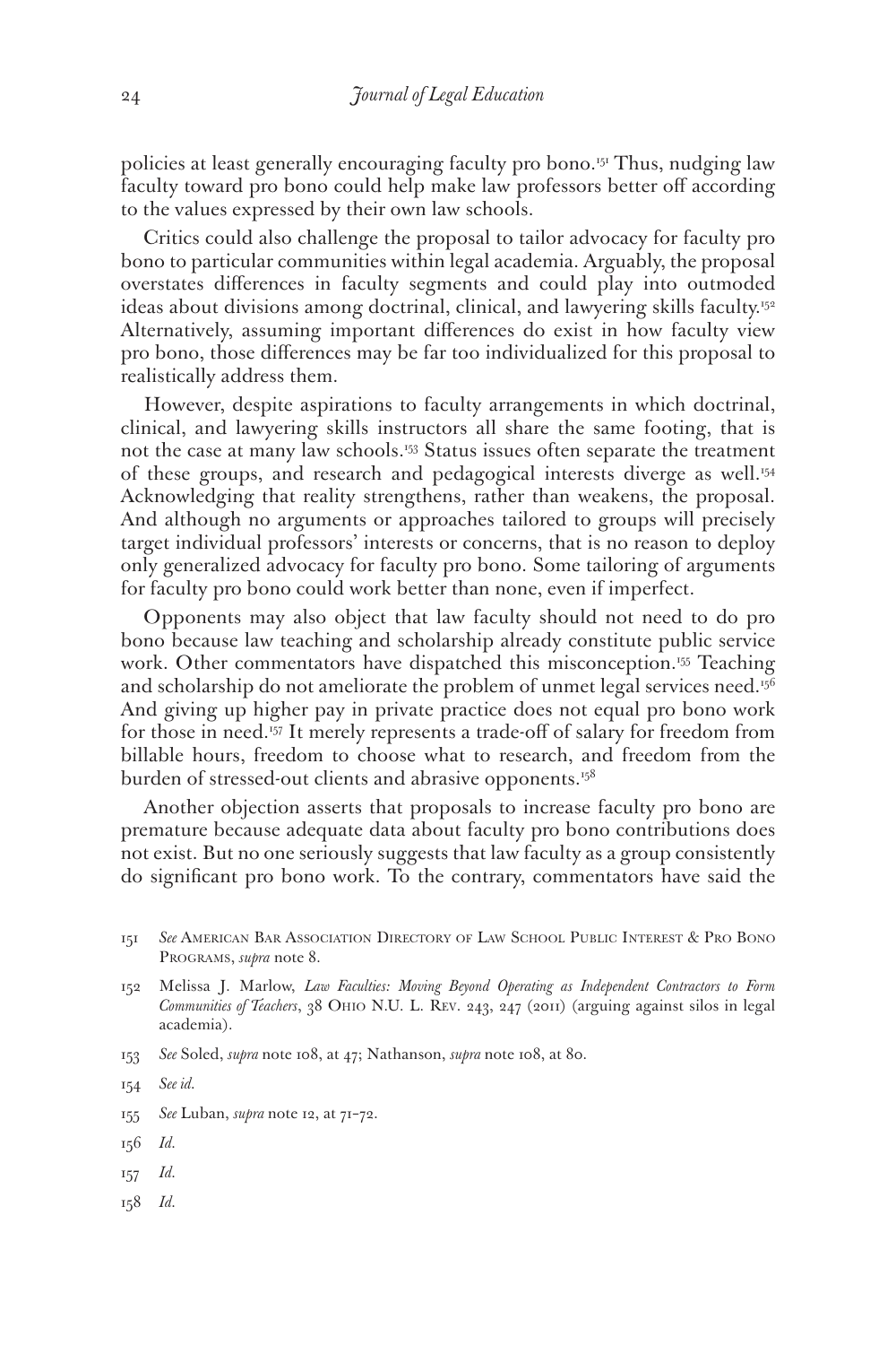policies at least generally encouraging faculty pro bono.[151] Thus, nudging law faculty toward pro bono could help make law professors better off according to the values expressed by their own law schools.

Critics could also challenge the proposal to tailor advocacy for faculty pro bono to particular communities within legal academia. Arguably, the proposal overstates differences in faculty segments and could play into outmoded ideas about divisions among doctrinal, clinical, and lawyering skills faculty.[152] Alternatively, assuming important differences do exist in how faculty view pro bono, those differences may be far too individualized for this proposal to realistically address them.

However, despite aspirations to faculty arrangements in which doctrinal, clinical, and lawyering skills instructors all share the same footing, that is not the case at many law schools.[153] Status issues often separate the treatment of these groups, and research and pedagogical interests diverge as well.[154] Acknowledging that reality strengthens, rather than weakens, the proposal. And although no arguments or approaches tailored to groups will precisely target individual professors' interests or concerns, that is no reason to deploy only generalized advocacy for faculty pro bono. Some tailoring of arguments for faculty pro bono could work better than none, even if imperfect.

Opponents may also object that law faculty should not need to do pro bono because law teaching and scholarship already constitute public service work. Other commentators have dispatched this misconception.[155] Teaching and scholarship do not ameliorate the problem of unmet legal services need.[156] And giving up higher pay in private practice does not equal pro bono work for those in need.[157] It merely represents a trade-off of salary for freedom from billable hours, freedom to choose what to research, and freedom from the burden of stressed-out clients and abrasive opponents.[158]

Another objection asserts that proposals to increase faculty pro bono are premature because adequate data about faculty pro bono contributions does not exist. But no one seriously suggests that law faculty as a group consistently do significant pro bono work. To the contrary, commentators have said the

151 *See* American Bar Association Directory of Law School Public Interest & Pro Bono Programs, *supra* note 8.

152 Melissa J. Marlow, *Law Faculties: Moving Beyond Operating as Independent Contractors to Form Communities of Teachers*, 38 Ohio N.U. L. Rev. 243, 247 (2011) (arguing against silos in legal academia).

153 *See* Soled, *supra* note 108, at 47; Nathanson, *supra* note 108, at 80.

154 *See id.*

155 *See* Luban, *supra* note 12, at 71–72.

156 *Id.*

157 *Id.*

158 *Id.*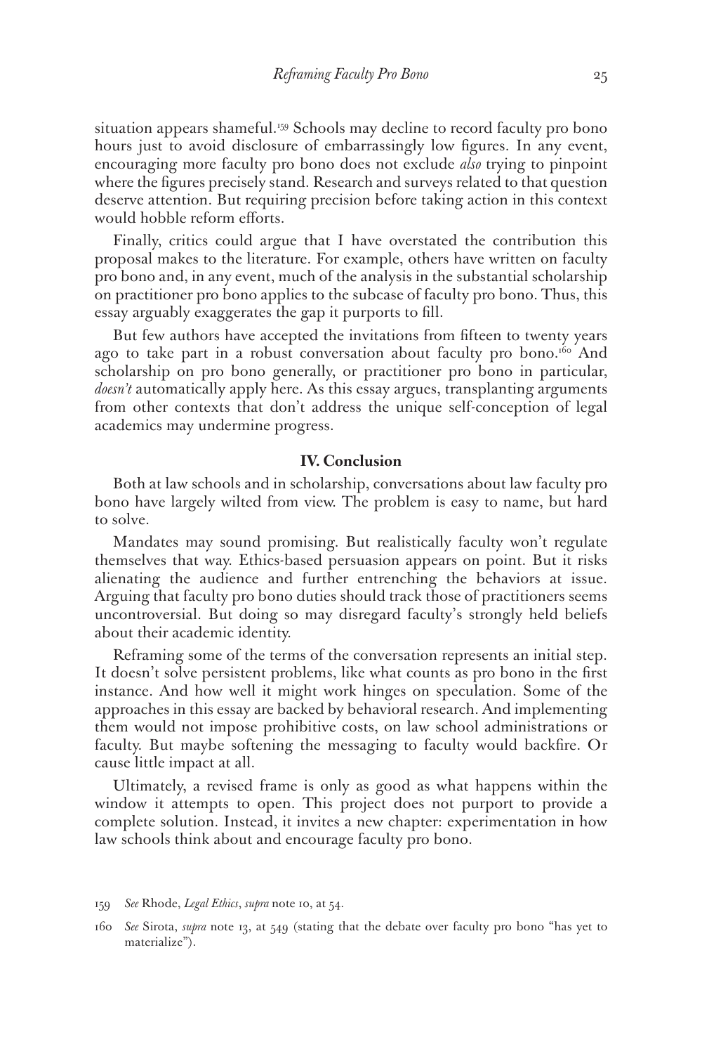situation appears shameful.[159] Schools may decline to record faculty pro bono hours just to avoid disclosure of embarrassingly low figures. In any event, encouraging more faculty pro bono does not exclude *also* trying to pinpoint where the figures precisely stand. Research and surveys related to that question deserve attention. But requiring precision before taking action in this context would hobble reform efforts.

Finally, critics could argue that I have overstated the contribution this proposal makes to the literature. For example, others have written on faculty pro bono and, in any event, much of the analysis in the substantial scholarship on practitioner pro bono applies to the subcase of faculty pro bono. Thus, this essay arguably exaggerates the gap it purports to fill.

But few authors have accepted the invitations from fifteen to twenty years ago to take part in a robust conversation about faculty pro bono.[160] And scholarship on pro bono generally, or practitioner pro bono in particular, *doesn't* automatically apply here. As this essay argues, transplanting arguments from other contexts that don't address the unique self-conception of legal academics may undermine progress.

## IV. Conclusion

Both at law schools and in scholarship, conversations about law faculty pro bono have largely wilted from view. The problem is easy to name, but hard to solve.

Mandates may sound promising. But realistically faculty won't regulate themselves that way. Ethics-based persuasion appears on point. But it risks alienating the audience and further entrenching the behaviors at issue. Arguing that faculty pro bono duties should track those of practitioners seems uncontroversial. But doing so may disregard faculty's strongly held beliefs about their academic identity.

Reframing some of the terms of the conversation represents an initial step. It doesn't solve persistent problems, like what counts as pro bono in the first instance. And how well it might work hinges on speculation. Some of the approaches in this essay are backed by behavioral research. And implementing them would not impose prohibitive costs, on law school administrations or faculty. But maybe softening the messaging to faculty would backfire. Or cause little impact at all.

Ultimately, a revised frame is only as good as what happens within the window it attempts to open. This project does not purport to provide a complete solution. Instead, it invites a new chapter: experimentation in how law schools think about and encourage faculty pro bono.

159 *See* Rhode, *Legal Ethics*, *supra* note 10, at 54.

160 *See* Sirota, *supra* note 13, at 549 (stating that the debate over faculty pro bono "has yet to materialize").